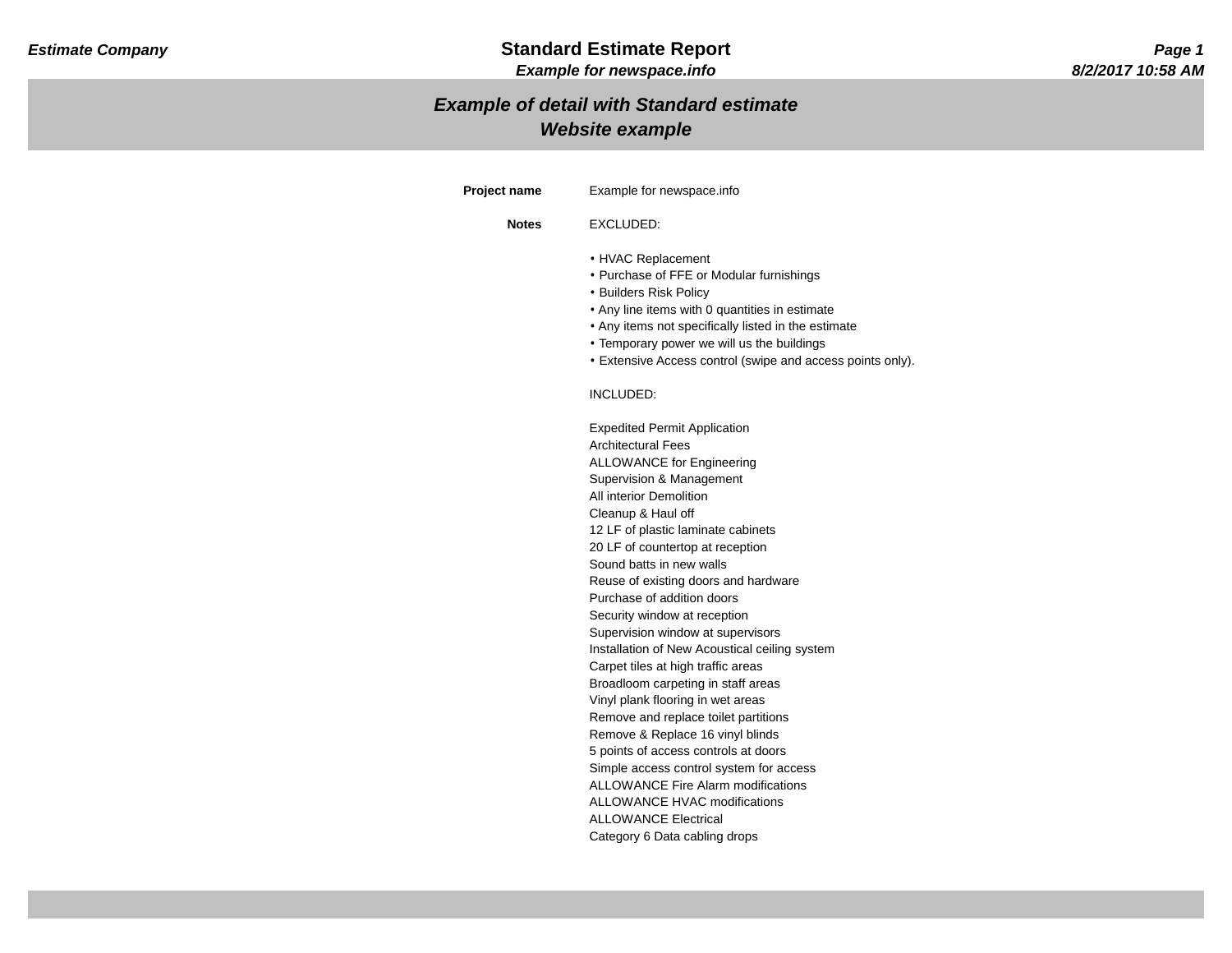# Example of detail with Standard estimate
## Website example

**Project name** Example for newspace.info

**Notes** EXCLUDED:

- HVAC Replacement
- Purchase of FFE or Modular furnishings
- Builders Risk Policy
- Any line items with 0 quantities in estimate
- Any items not specifically listed in the estimate
- Temporary power we will us the buildings
- Extensive Access control (swipe and access points only).

INCLUDED:

Expedited Permit Application
Architectural Fees
ALLOWANCE for Engineering
Supervision & Management
All interior Demolition
Cleanup & Haul off
12 LF of plastic laminate cabinets
20 LF of countertop at reception
Sound batts in new walls
Reuse of existing doors and hardware
Purchase of addition doors
Security window at reception
Supervision window at supervisors
Installation of New Acoustical ceiling system
Carpet tiles at high traffic areas
Broadloom carpeting in staff areas
Vinyl plank flooring in wet areas
Remove and replace toilet partitions
Remove & Replace 16 vinyl blinds
5 points of access controls at doors
Simple access control system for access
ALLOWANCE Fire Alarm modifications
ALLOWANCE HVAC modifications
ALLOWANCE Electrical
Category 6 Data cabling drops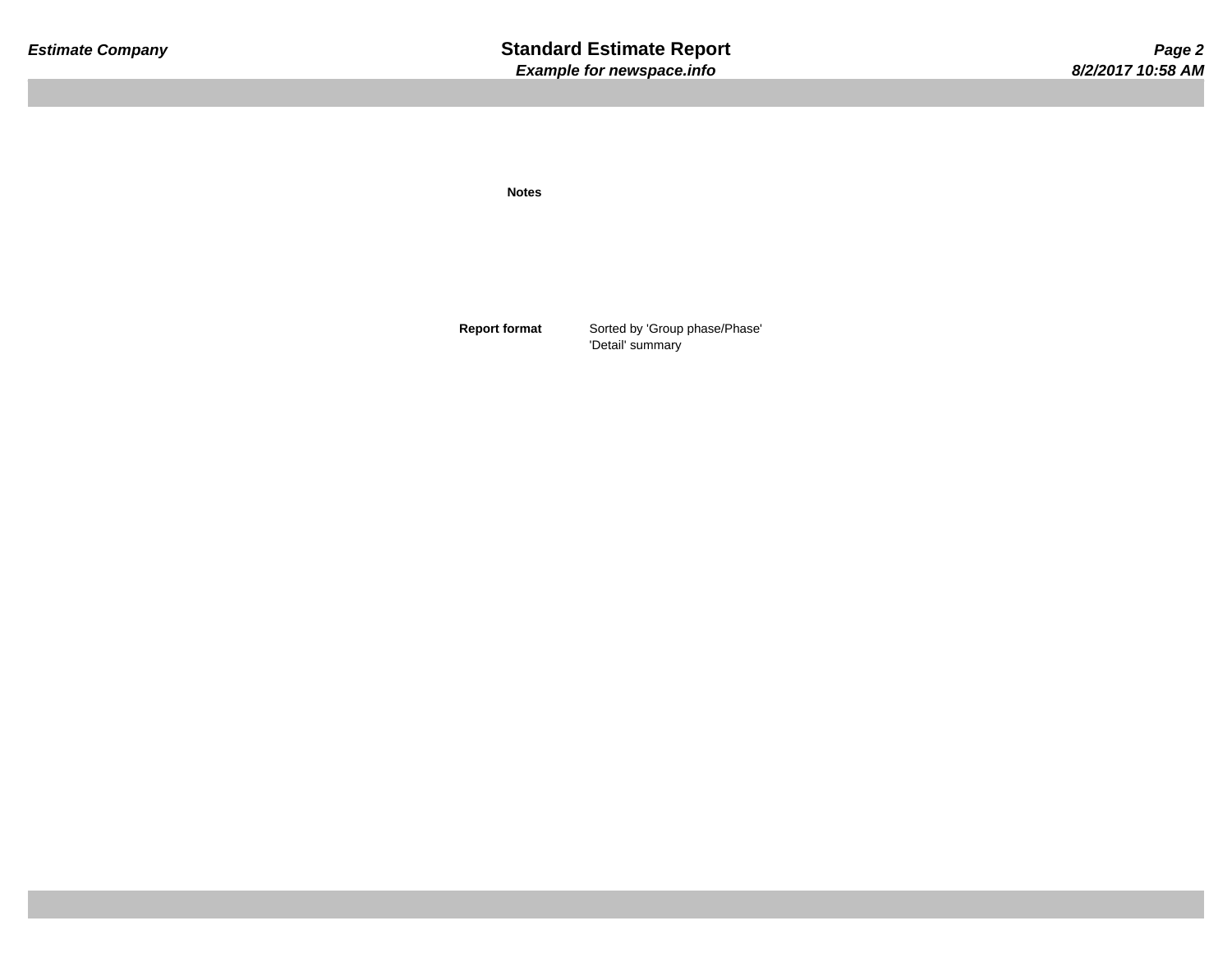**Notes**

**Report format** Sorted by 'Group phase/Phase'
'Detail' summary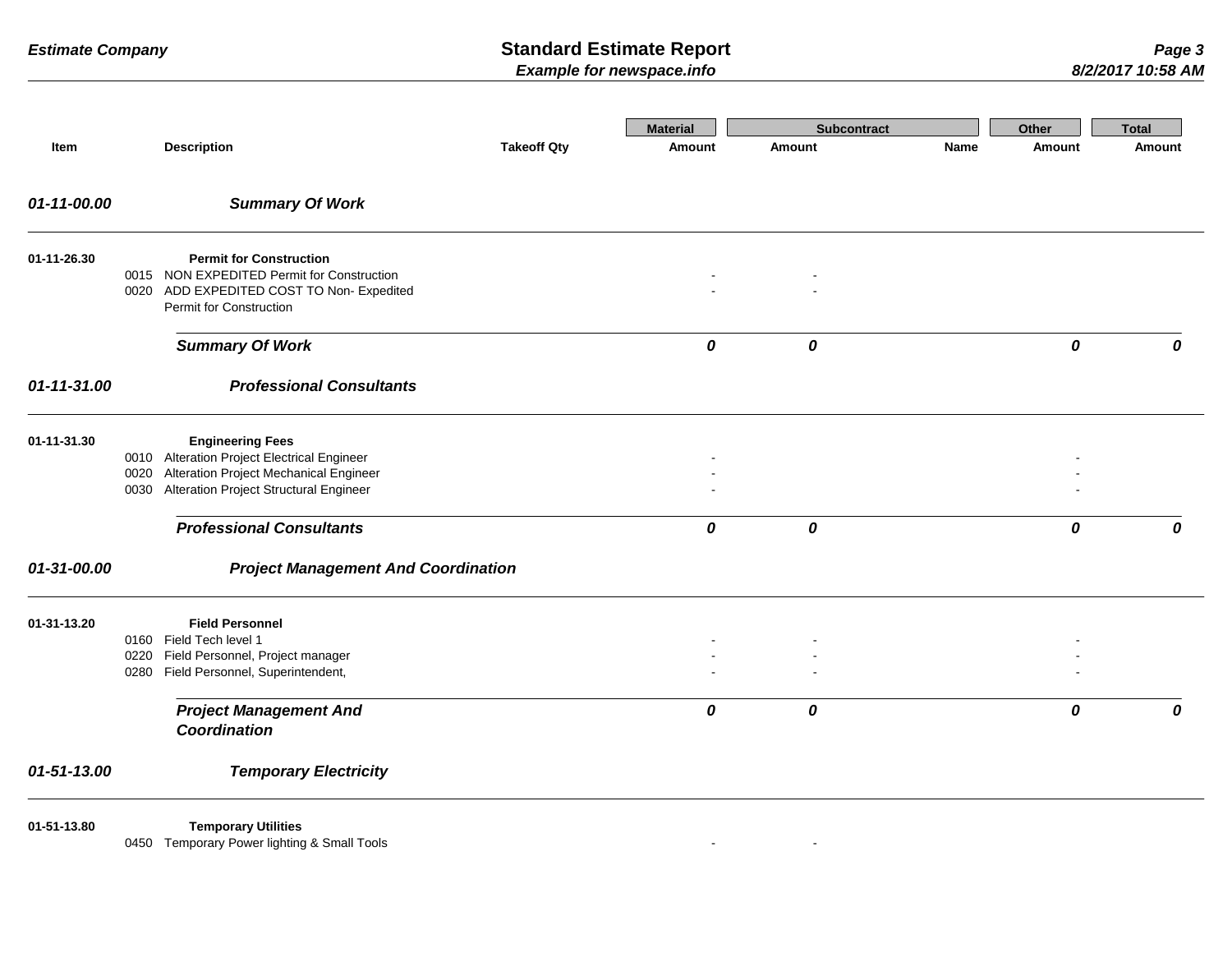| Item | | Description | Takeoff Qty | Material Amount | Subcontract Amount | Subcontract Name | Other Amount | Total Amount |
|---|---|---|---|---|---|---|---|---|
| ***01-11-00.00*** | | ***Summary Of Work*** | | | | | | |
| **01-11-26.30** | | **Permit for Construction** | | | | | | |
| | 0015 | NON EXPEDITED Permit for Construction | | - | - | | | |
| | 0020 | ADD EXPEDITED COST TO Non- Expedited Permit for Construction | | - | - | | | |
| | | ***Summary Of Work*** | | ***0*** | ***0*** | | ***0*** | ***0*** |
| ***01-11-31.00*** | | ***Professional Consultants*** | | | | | | |
| **01-11-31.30** | | **Engineering Fees** | | | | | | |
| | 0010 | Alteration Project Electrical Engineer | | - | | | - | |
| | 0020 | Alteration Project Mechanical Engineer | | - | | | - | |
| | 0030 | Alteration Project Structural Engineer | | - | | | - | |
| | | ***Professional Consultants*** | | ***0*** | ***0*** | | ***0*** | ***0*** |
| ***01-31-00.00*** | | ***Project Management And Coordination*** | | | | | | |
| **01-31-13.20** | | **Field Personnel** | | | | | | |
| | 0160 | Field Tech level 1 | | - | - | | - | |
| | 0220 | Field Personnel, Project manager | | - | - | | - | |
| | 0280 | Field Personnel, Superintendent, | | - | - | | - | |
| | | ***Project Management And Coordination*** | | ***0*** | ***0*** | | ***0*** | ***0*** |
| ***01-51-13.00*** | | ***Temporary Electricity*** | | | | | | |
| **01-51-13.80** | | **Temporary Utilities** | | | | | | |
| | 0450 | Temporary Power lighting & Small Tools | | - | - | | | |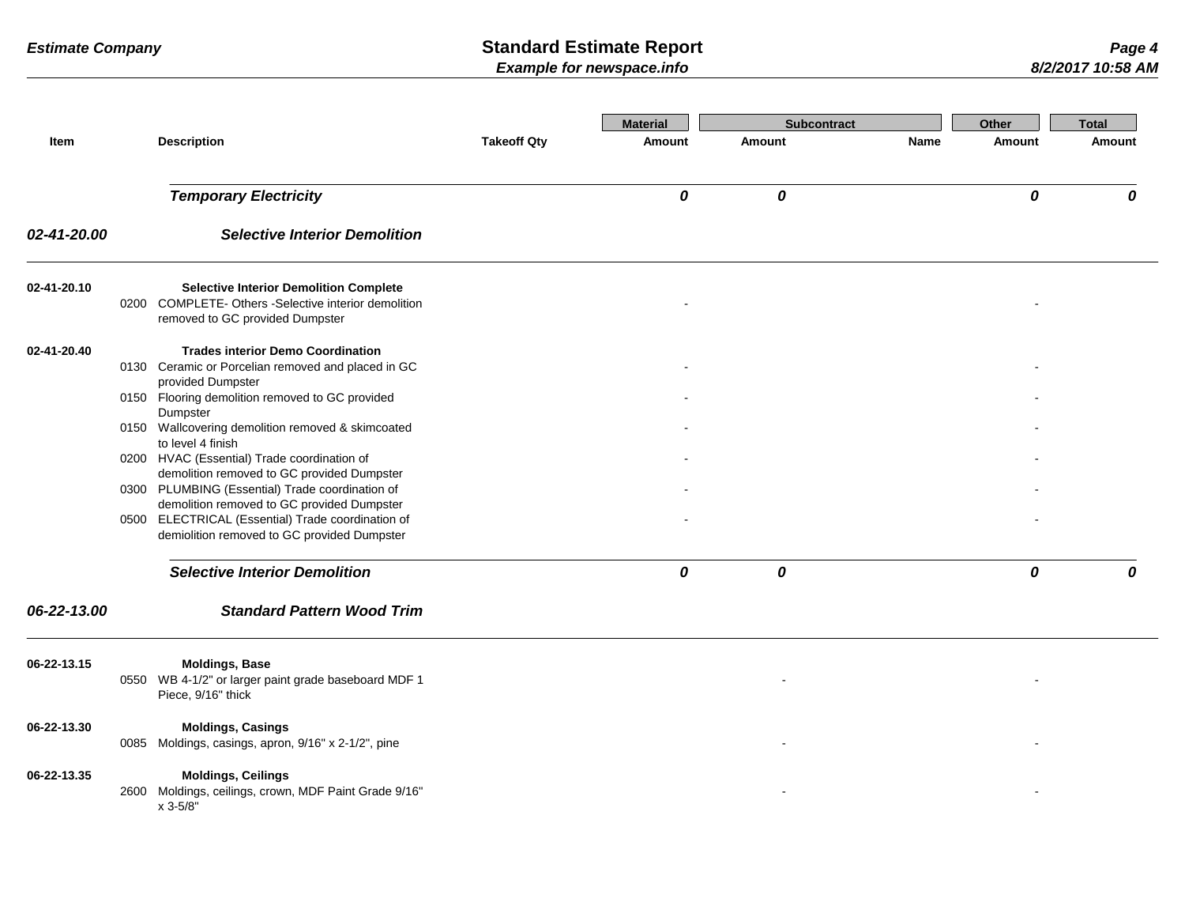| Item | | Description | Takeoff Qty | Material Amount | Subcontract Amount | Subcontract Name | Other Amount | Total Amount |
|---|---|---|---|---|---|---|---|---|
| | | ***Temporary Electricity*** | | ***0*** | ***0*** | | ***0*** | ***0*** |
| ***02-41-20.00*** | | ***Selective Interior Demolition*** | | | | | | |
| **02-41-20.10** | | **Selective Interior Demolition Complete** | | | | | | |
| | 0200 | COMPLETE- Others -Selective interior demolition removed to GC provided Dumpster | | - | | | - | |
| **02-41-20.40** | | **Trades interior Demo Coordination** | | | | | | |
| | 0130 | Ceramic or Porcelian removed and placed in GC provided Dumpster | | - | | | - | |
| | 0150 | Flooring demolition removed to GC provided Dumpster | | - | | | - | |
| | 0150 | Wallcovering demolition removed & skimcoated to level 4 finish | | - | | | - | |
| | 0200 | HVAC (Essential) Trade coordination of demolition removed to GC provided Dumpster | | - | | | - | |
| | 0300 | PLUMBING (Essential) Trade coordination of demolition removed to GC provided Dumpster | | - | | | - | |
| | 0500 | ELECTRICAL (Essential) Trade coordination of demiolition removed to GC provided Dumpster | | - | | | - | |
| | | ***Selective Interior Demolition*** | | ***0*** | ***0*** | | ***0*** | ***0*** |
| ***06-22-13.00*** | | ***Standard Pattern Wood Trim*** | | | | | | |
| **06-22-13.15** | | **Moldings, Base** | | | | | | |
| | 0550 | WB 4-1/2" or larger paint grade baseboard MDF 1 Piece, 9/16" thick | | | - | | - | |
| **06-22-13.30** | | **Moldings, Casings** | | | | | | |
| | 0085 | Moldings, casings, apron, 9/16" x 2-1/2", pine | | | - | | - | |
| **06-22-13.35** | | **Moldings, Ceilings** | | | | | | |
| | 2600 | Moldings, ceilings, crown, MDF Paint Grade 9/16" x 3-5/8" | | | - | | - | |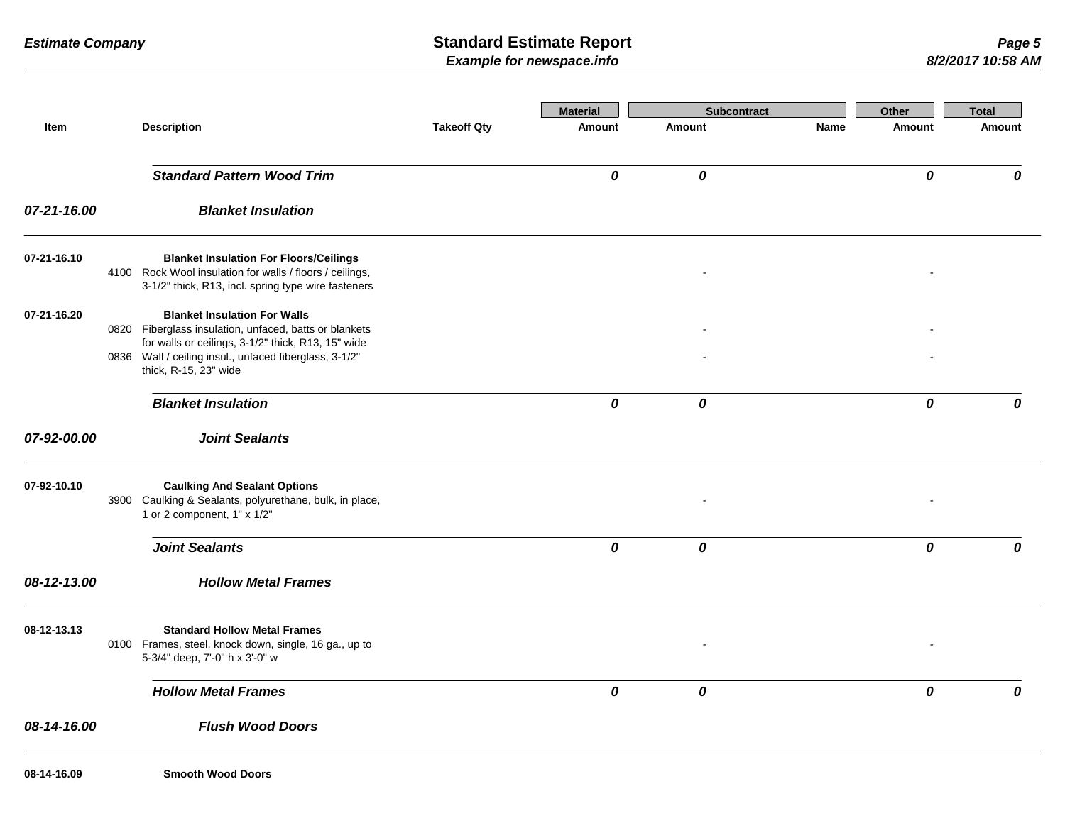| Item | | Description | Takeoff Qty | Material Amount | Subcontract Amount | Subcontract Name | Other Amount | Total Amount |
|---|---|---|---|---|---|---|---|---|
| | | ***Standard Pattern Wood Trim*** | | ***0*** | ***0*** | | ***0*** | ***0*** |
| ***07-21-16.00*** | | ***Blanket Insulation*** | | | | | | |
| **07-21-16.10** | | **Blanket Insulation For Floors/Ceilings** | | | | | | |
| | 4100 | Rock Wool insulation for walls / floors / ceilings, 3-1/2" thick, R13, incl. spring type wire fasteners | | | - | | - | |
| **07-21-16.20** | | **Blanket Insulation For Walls** | | | | | | |
| | 0820 | Fiberglass insulation, unfaced, batts or blankets for walls or ceilings, 3-1/2" thick, R13, 15" wide | | | - | | - | |
| | 0836 | Wall / ceiling insul., unfaced fiberglass, 3-1/2" thick, R-15, 23" wide | | | - | | - | |
| | | ***Blanket Insulation*** | | ***0*** | ***0*** | | ***0*** | ***0*** |
| ***07-92-00.00*** | | ***Joint Sealants*** | | | | | | |
| **07-92-10.10** | | **Caulking And Sealant Options** | | | | | | |
| | 3900 | Caulking & Sealants, polyurethane, bulk, in place, 1 or 2 component, 1" x 1/2" | | | - | | - | |
| | | ***Joint Sealants*** | | ***0*** | ***0*** | | ***0*** | ***0*** |
| ***08-12-13.00*** | | ***Hollow Metal Frames*** | | | | | | |
| **08-12-13.13** | | **Standard Hollow Metal Frames** | | | | | | |
| | 0100 | Frames, steel, knock down, single, 16 ga., up to 5-3/4" deep, 7'-0" h x 3'-0" w | | | - | | - | |
| | | ***Hollow Metal Frames*** | | ***0*** | ***0*** | | ***0*** | ***0*** |
| ***08-14-16.00*** | | ***Flush Wood Doors*** | | | | | | |
| **08-14-16.09** | | **Smooth Wood Doors** | | | | | | |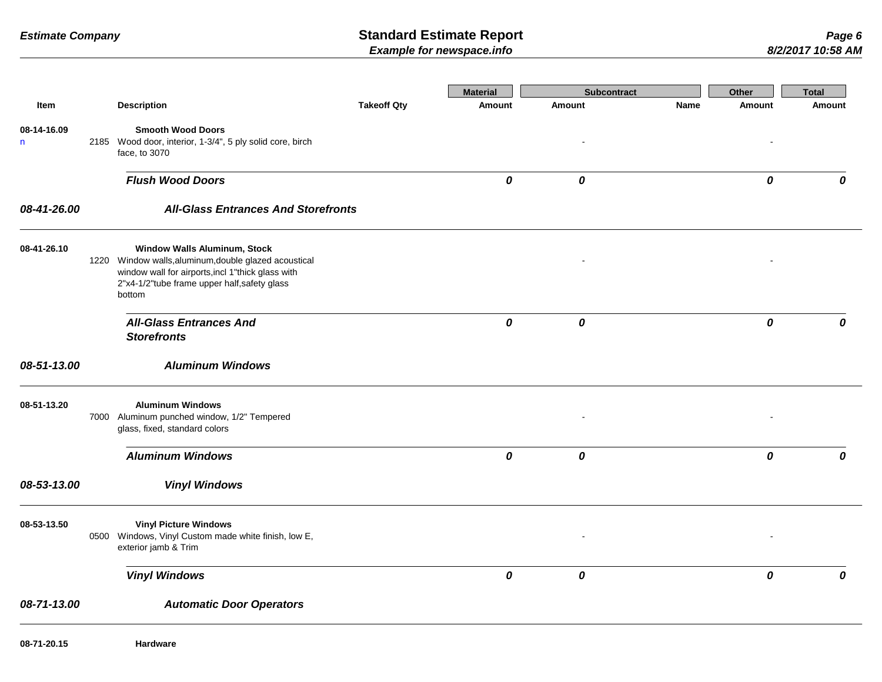| Item | | Description | Takeoff Qty | Material Amount | Subcontract Amount | Subcontract Name | Other Amount | Total Amount |
|---|---|---|---|---|---|---|---|---|
| 08-14-16.09 | | **Smooth Wood Doors** | | | | | | |
| n | 2185 | Wood door, interior, 1-3/4", 5 ply solid core, birch face, to 3070 | | | - | | - | |
| | | ***Flush Wood Doors*** | | ***0*** | ***0*** | | ***0*** | ***0*** |
| ***08-41-26.00*** | | ***All-Glass Entrances And Storefronts*** | | | | | | |
| 08-41-26.10 | | **Window Walls Aluminum, Stock** | | | | | | |
| | 1220 | Window walls,aluminum,double glazed acoustical window wall for airports,incl 1"thick glass with 2"x4-1/2"tube frame upper half,safety glass bottom | | | - | | - | |
| | | ***All-Glass Entrances And Storefronts*** | | ***0*** | ***0*** | | ***0*** | ***0*** |
| ***08-51-13.00*** | | ***Aluminum Windows*** | | | | | | |
| 08-51-13.20 | | **Aluminum Windows** | | | | | | |
| | 7000 | Aluminum punched window, 1/2" Tempered glass, fixed, standard colors | | | - | | - | |
| | | ***Aluminum Windows*** | | ***0*** | ***0*** | | ***0*** | ***0*** |
| ***08-53-13.00*** | | ***Vinyl Windows*** | | | | | | |
| 08-53-13.50 | | **Vinyl Picture Windows** | | | | | | |
| | 0500 | Windows, Vinyl Custom made white finish, low E, exterior jamb & Trim | | | - | | - | |
| | | ***Vinyl Windows*** | | ***0*** | ***0*** | | ***0*** | ***0*** |
| ***08-71-13.00*** | | ***Automatic Door Operators*** | | | | | | |
| 08-71-20.15 | | **Hardware** | | | | | | |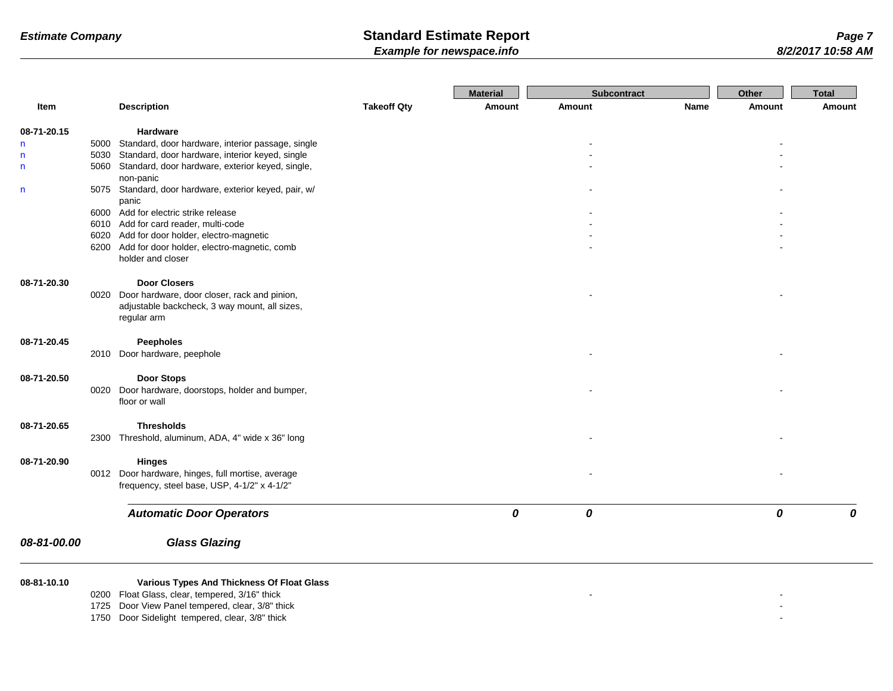| Item | | Description | Takeoff Qty | Material Amount | Subcontract Amount | Subcontract Name | Other Amount | Total Amount |
|---|---|---|---|---|---|---|---|---|
| **08-71-20.15** | | **Hardware** | | | | | | |
| n | 5000 | Standard, door hardware, interior passage, single | | | - | | - | |
| n | 5030 | Standard, door hardware, interior keyed, single | | | - | | - | |
| n | 5060 | Standard, door hardware, exterior keyed, single, non-panic | | | - | | - | |
| n | 5075 | Standard, door hardware, exterior keyed, pair, w/ panic | | | - | | - | |
| | 6000 | Add for electric strike release | | | - | | - | |
| | 6010 | Add for card reader, multi-code | | | - | | - | |
| | 6020 | Add for door holder, electro-magnetic | | | - | | - | |
| | 6200 | Add for door holder, electro-magnetic, comb holder and closer | | | - | | - | |
| **08-71-20.30** | | **Door Closers** | | | | | | |
| | 0020 | Door hardware, door closer, rack and pinion, adjustable backcheck, 3 way mount, all sizes, regular arm | | | - | | - | |
| **08-71-20.45** | | **Peepholes** | | | | | | |
| | 2010 | Door hardware, peephole | | | - | | - | |
| **08-71-20.50** | | **Door Stops** | | | | | | |
| | 0020 | Door hardware, doorstops, holder and bumper, floor or wall | | | - | | - | |
| **08-71-20.65** | | **Thresholds** | | | | | | |
| | 2300 | Threshold, aluminum, ADA, 4" wide x 36" long | | | - | | - | |
| **08-71-20.90** | | **Hinges** | | | | | | |
| | 0012 | Door hardware, hinges, full mortise, average frequency, steel base, USP, 4-1/2" x 4-1/2" | | | - | | - | |
| | | ***Automatic Door Operators*** | | ***0*** | ***0*** | | ***0*** | ***0*** |

## *08-81-00.00 Glass Glazing*

| Item | | Description | Takeoff Qty | Material Amount | Subcontract Amount | Subcontract Name | Other Amount | Total Amount |
|---|---|---|---|---|---|---|---|---|
| **08-81-10.10** | | **Various Types And Thickness Of Float Glass** | | | | | | |
| | 0200 | Float Glass, clear, tempered, 3/16" thick | | | - | | - | |
| | 1725 | Door View Panel tempered, clear, 3/8" thick | | | | | - | |
| | 1750 | Door Sidelight tempered, clear, 3/8" thick | | | | | - | |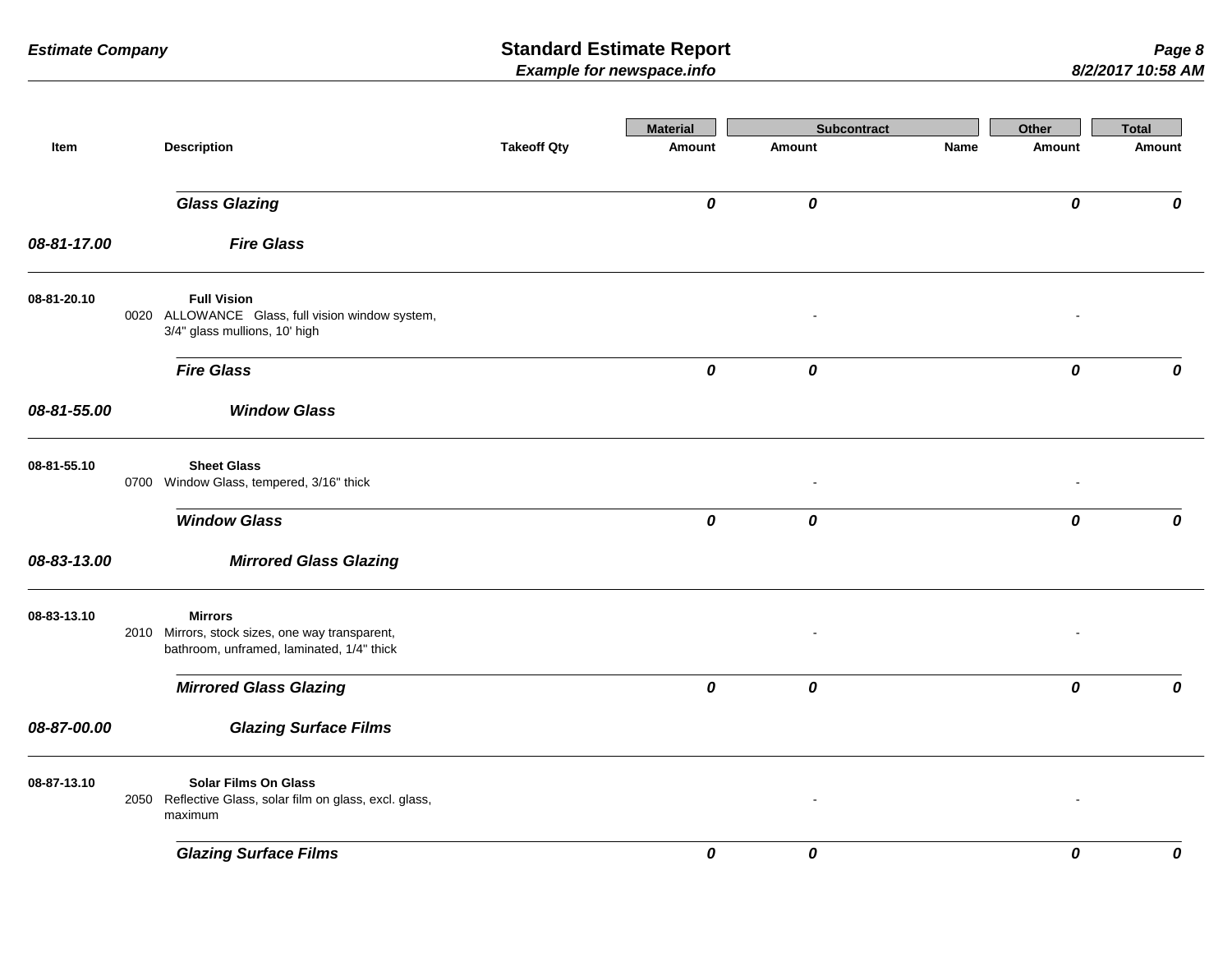| Item | | Description | Takeoff Qty | Material Amount | Subcontract Amount | Subcontract Name | Other Amount | Total Amount |
|---|---|---|---|---|---|---|---|---|
| | | ***Glass Glazing*** | | ***0*** | ***0*** | | ***0*** | ***0*** |
| ***08-81-17.00*** | | ***Fire Glass*** | | | | | | |
| **08-81-20.10** | | **Full Vision** | | | | | | |
| | 0020 | ALLOWANCE Glass, full vision window system, 3/4" glass mullions, 10' high | | | - | | - | |
| | | ***Fire Glass*** | | ***0*** | ***0*** | | ***0*** | ***0*** |
| ***08-81-55.00*** | | ***Window Glass*** | | | | | | |
| **08-81-55.10** | | **Sheet Glass** | | | | | | |
| | 0700 | Window Glass, tempered, 3/16" thick | | | - | | - | |
| | | ***Window Glass*** | | ***0*** | ***0*** | | ***0*** | ***0*** |
| ***08-83-13.00*** | | ***Mirrored Glass Glazing*** | | | | | | |
| **08-83-13.10** | | **Mirrors** | | | | | | |
| | 2010 | Mirrors, stock sizes, one way transparent, bathroom, unframed, laminated, 1/4" thick | | | - | | - | |
| | | ***Mirrored Glass Glazing*** | | ***0*** | ***0*** | | ***0*** | ***0*** |
| ***08-87-00.00*** | | ***Glazing Surface Films*** | | | | | | |
| **08-87-13.10** | | **Solar Films On Glass** | | | | | | |
| | 2050 | Reflective Glass, solar film on glass, excl. glass, maximum | | | - | | - | |
| | | ***Glazing Surface Films*** | | ***0*** | ***0*** | | ***0*** | ***0*** |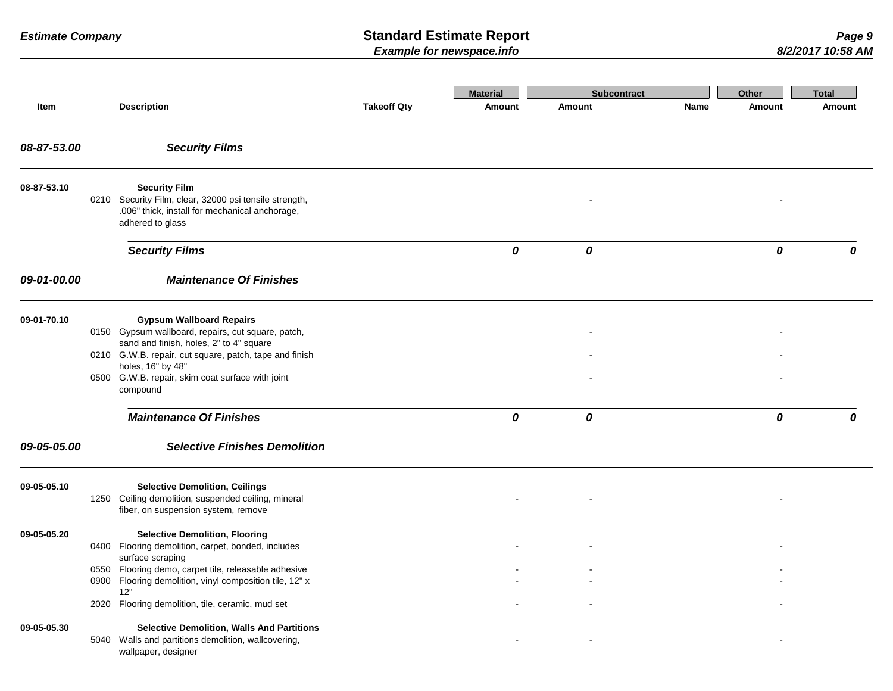| Item | | Description | Takeoff Qty | Material Amount | Subcontract Amount | Subcontract Name | Other Amount | Total Amount |
|---|---|---|---|---|---|---|---|---|
| ***08-87-53.00*** | | ***Security Films*** | | | | | | |
| **08-87-53.10** | | **Security Film** | | | | | | |
| | 0210 | Security Film, clear, 32000 psi tensile strength, .006" thick, install for mechanical anchorage, adhered to glass | | | - | | - | |
| | | ***Security Films*** | | ***0*** | ***0*** | | ***0*** | ***0*** |
| ***09-01-00.00*** | | ***Maintenance Of Finishes*** | | | | | | |
| **09-01-70.10** | | **Gypsum Wallboard Repairs** | | | | | | |
| | 0150 | Gypsum wallboard, repairs, cut square, patch, sand and finish, holes, 2" to 4" square | | | - | | - | |
| | 0210 | G.W.B. repair, cut square, patch, tape and finish holes, 16" by 48" | | | - | | - | |
| | 0500 | G.W.B. repair, skim coat surface with joint compound | | | - | | - | |
| | | ***Maintenance Of Finishes*** | | ***0*** | ***0*** | | ***0*** | ***0*** |
| ***09-05-05.00*** | | ***Selective Finishes Demolition*** | | | | | | |
| **09-05-05.10** | | **Selective Demolition, Ceilings** | | | | | | |
| | 1250 | Ceiling demolition, suspended ceiling, mineral fiber, on suspension system, remove | | - | - | | - | |
| **09-05-05.20** | | **Selective Demolition, Flooring** | | | | | | |
| | 0400 | Flooring demolition, carpet, bonded, includes surface scraping | | - | - | | - | |
| | 0550 | Flooring demo, carpet tile, releasable adhesive | | - | - | | - | |
| | 0900 | Flooring demolition, vinyl composition tile, 12" x 12" | | - | - | | - | |
| | 2020 | Flooring demolition, tile, ceramic, mud set | | - | - | | - | |
| **09-05-05.30** | | **Selective Demolition, Walls And Partitions** | | | | | | |
| | 5040 | Walls and partitions demolition, wallcovering, wallpaper, designer | | - | - | | - | |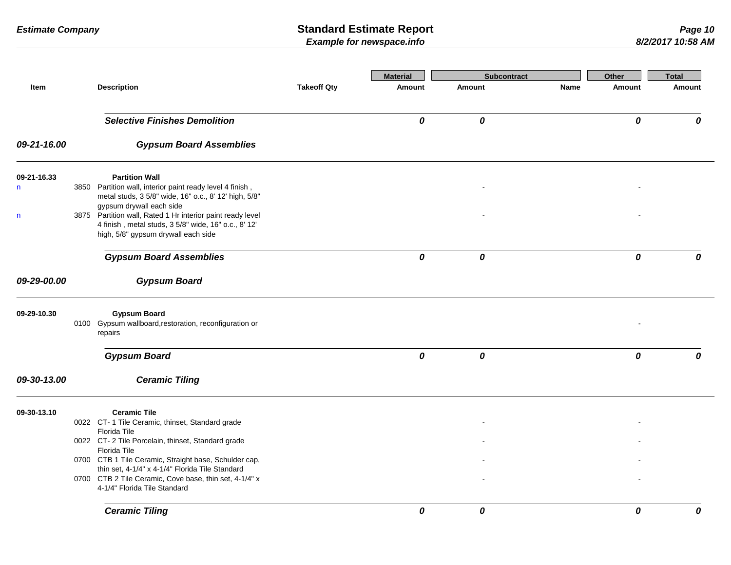| Item | | Description | Takeoff Qty | Material Amount | Subcontract Amount | Subcontract Name | Other Amount | Total Amount |
|---|---|---|---|---|---|---|---|---|
| | | ***Selective Finishes Demolition*** | | ***0*** | ***0*** | | ***0*** | ***0*** |
| ***09-21-16.00*** | | ***Gypsum Board Assemblies*** | | | | | | |
| **09-21-16.33** | | **Partition Wall** | | | | | | |
| n | 3850 | Partition wall, interior paint ready level 4 finish , metal studs, 3 5/8" wide, 16" o.c., 8' 12' high, 5/8" gypsum drywall each side | | | - | | - | |
| n | 3875 | Partition wall, Rated 1 Hr interior paint ready level 4 finish , metal studs, 3 5/8" wide, 16" o.c., 8' 12' high, 5/8" gypsum drywall each side | | | - | | - | |
| | | ***Gypsum Board Assemblies*** | | ***0*** | ***0*** | | ***0*** | ***0*** |
| ***09-29-00.00*** | | ***Gypsum Board*** | | | | | | |
| **09-29-10.30** | | **Gypsum Board** | | | | | | |
| | 0100 | Gypsum wallboard,restoration, reconfiguration or repairs | | | | | - | |
| | | ***Gypsum Board*** | | ***0*** | ***0*** | | ***0*** | ***0*** |
| ***09-30-13.00*** | | ***Ceramic Tiling*** | | | | | | |
| **09-30-13.10** | | **Ceramic Tile** | | | | | | |
| | 0022 | CT- 1 Tile Ceramic, thinset, Standard grade Florida Tile | | | - | | - | |
| | 0022 | CT- 2 Tile Porcelain, thinset, Standard grade Florida Tile | | | - | | - | |
| | 0700 | CTB 1 Tile Ceramic, Straight base, Schulder cap, thin set, 4-1/4" x 4-1/4" Florida Tile Standard | | | - | | - | |
| | 0700 | CTB 2 Tile Ceramic, Cove base, thin set, 4-1/4" x 4-1/4" Florida Tile Standard | | | - | | - | |
| | | ***Ceramic Tiling*** | | ***0*** | ***0*** | | ***0*** | ***0*** |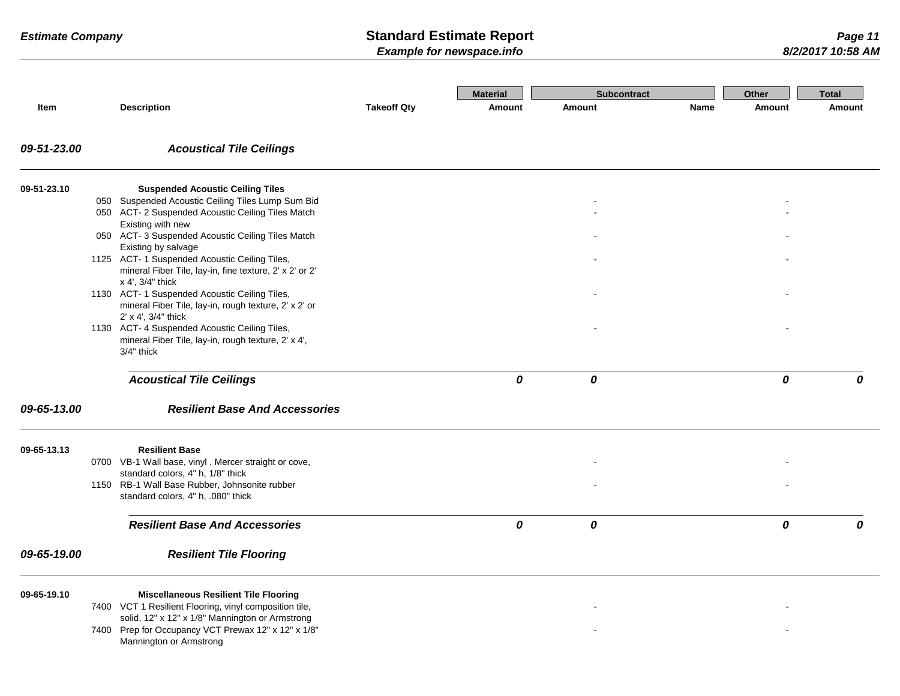| Item | | Description | Takeoff Qty | Material Amount | Subcontract Amount | Subcontract Name | Other Amount | Total Amount |
|---|---|---|---|---|---|---|---|---|
| ***09-51-23.00*** | | ***Acoustical Tile Ceilings*** | | | | | | |
| **09-51-23.10** | | **Suspended Acoustic Ceiling Tiles** | | | | | | |
| | 050 | Suspended Acoustic Ceiling Tiles Lump Sum Bid | | | - | | - | |
| | 050 | ACT- 2 Suspended Acoustic Ceiling Tiles Match Existing with new | | | - | | - | |
| | 050 | ACT- 3 Suspended Acoustic Ceiling Tiles Match Existing by salvage | | | - | | - | |
| | 1125 | ACT- 1 Suspended Acoustic Ceiling Tiles, mineral Fiber Tile, lay-in, fine texture, 2' x 2' or 2' x 4', 3/4" thick | | | - | | - | |
| | 1130 | ACT- 1 Suspended Acoustic Ceiling Tiles, mineral Fiber Tile, lay-in, rough texture, 2' x 2' or 2' x 4', 3/4" thick | | | - | | - | |
| | 1130 | ACT- 4 Suspended Acoustic Ceiling Tiles, mineral Fiber Tile, lay-in, rough texture, 2' x 4', 3/4" thick | | | - | | - | |
| | | ***Acoustical Tile Ceilings*** | | ***0*** | ***0*** | | ***0*** | ***0*** |
| ***09-65-13.00*** | | ***Resilient Base And Accessories*** | | | | | | |
| **09-65-13.13** | | **Resilient Base** | | | | | | |
| | 0700 | VB-1 Wall base, vinyl , Mercer straight or cove, standard colors, 4" h, 1/8" thick | | | - | | - | |
| | 1150 | RB-1 Wall Base Rubber, Johnsonite rubber standard colors, 4" h, .080" thick | | | - | | - | |
| | | ***Resilient Base And Accessories*** | | ***0*** | ***0*** | | ***0*** | ***0*** |
| ***09-65-19.00*** | | ***Resilient Tile Flooring*** | | | | | | |
| **09-65-19.10** | | **Miscellaneous Resilient Tile Flooring** | | | | | | |
| | 7400 | VCT 1 Resilient Flooring, vinyl composition tile, solid, 12" x 12" x 1/8" Mannington or Armstrong | | | - | | - | |
| | 7400 | Prep for Occupancy VCT Prewax 12" x 12" x 1/8" Mannington or Armstrong | | | - | | - | |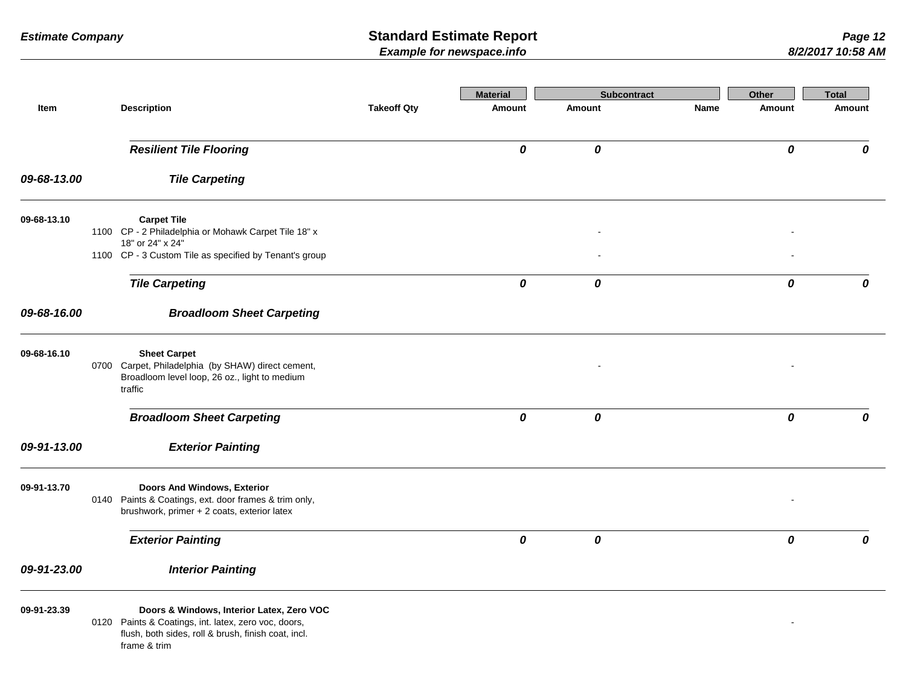| Item | | Description | Takeoff Qty | Material Amount | Subcontract Amount | Subcontract Name | Other Amount | Total Amount |
|---|---|---|---|---|---|---|---|---|
| | | ***Resilient Tile Flooring*** | | ***0*** | ***0*** | | ***0*** | ***0*** |
| ***09-68-13.00*** | | ***Tile Carpeting*** | | | | | | |
| **09-68-13.10** | | **Carpet Tile** | | | | | | |
| | 1100 | CP - 2 Philadelphia or Mohawk Carpet Tile 18" x 18" or 24" x 24" | | | - | | - | |
| | 1100 | CP - 3 Custom Tile as specified by Tenant's group | | | - | | - | |
| | | ***Tile Carpeting*** | | ***0*** | ***0*** | | ***0*** | ***0*** |
| ***09-68-16.00*** | | ***Broadloom Sheet Carpeting*** | | | | | | |
| **09-68-16.10** | | **Sheet Carpet** | | | | | | |
| | 0700 | Carpet, Philadelphia (by SHAW) direct cement, Broadloom level loop, 26 oz., light to medium traffic | | | - | | - | |
| | | ***Broadloom Sheet Carpeting*** | | ***0*** | ***0*** | | ***0*** | ***0*** |
| ***09-91-13.00*** | | ***Exterior Painting*** | | | | | | |
| **09-91-13.70** | | **Doors And Windows, Exterior** | | | | | | |
| | 0140 | Paints & Coatings, ext. door frames & trim only, brushwork, primer + 2 coats, exterior latex | | | | | - | |
| | | ***Exterior Painting*** | | ***0*** | ***0*** | | ***0*** | ***0*** |
| ***09-91-23.00*** | | ***Interior Painting*** | | | | | | |
| **09-91-23.39** | | **Doors & Windows, Interior Latex, Zero VOC** | | | | | | |
| | 0120 | Paints & Coatings, int. latex, zero voc, doors, flush, both sides, roll & brush, finish coat, incl. frame & trim | | | | | - | |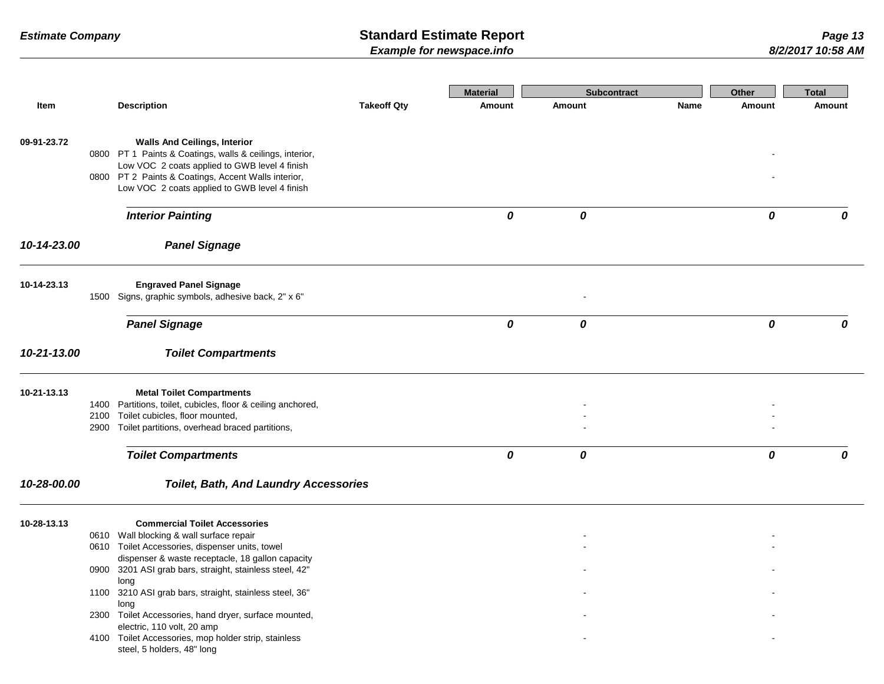| Item | | Description | Takeoff Qty | Material Amount | Subcontract Amount | Subcontract Name | Other Amount | Total Amount |
|---|---|---|---|---|---|---|---|---|
| **09-91-23.72** | | **Walls And Ceilings, Interior** | | | | | | |
| | 0800 | PT 1 Paints & Coatings, walls & ceilings, interior, Low VOC 2 coats applied to GWB level 4 finish | | | | | - | |
| | 0800 | PT 2 Paints & Coatings, Accent Walls interior, Low VOC 2 coats applied to GWB level 4 finish | | | | | - | |
| | | ***Interior Painting*** | | ***0*** | ***0*** | | ***0*** | ***0*** |
| ***10-14-23.00*** | | ***Panel Signage*** | | | | | | |
| **10-14-23.13** | | **Engraved Panel Signage** | | | | | | |
| | 1500 | Signs, graphic symbols, adhesive back, 2" x 6" | | | - | | | |
| | | ***Panel Signage*** | | ***0*** | ***0*** | | ***0*** | ***0*** |
| ***10-21-13.00*** | | ***Toilet Compartments*** | | | | | | |
| **10-21-13.13** | | **Metal Toilet Compartments** | | | | | | |
| | 1400 | Partitions, toilet, cubicles, floor & ceiling anchored, | | | - | | - | |
| | 2100 | Toilet cubicles, floor mounted, | | | - | | - | |
| | 2900 | Toilet partitions, overhead braced partitions, | | | - | | - | |
| | | ***Toilet Compartments*** | | ***0*** | ***0*** | | ***0*** | ***0*** |
| ***10-28-00.00*** | | ***Toilet, Bath, And Laundry Accessories*** | | | | | | |
| **10-28-13.13** | | **Commercial Toilet Accessories** | | | | | | |
| | 0610 | Wall blocking & wall surface repair | | | - | | - | |
| | 0610 | Toilet Accessories, dispenser units, towel dispenser & waste receptacle, 18 gallon capacity | | | - | | - | |
| | 0900 | 3201 ASI grab bars, straight, stainless steel, 42" long | | | - | | - | |
| | 1100 | 3210 ASI grab bars, straight, stainless steel, 36" long | | | - | | - | |
| | 2300 | Toilet Accessories, hand dryer, surface mounted, electric, 110 volt, 20 amp | | | - | | - | |
| | 4100 | Toilet Accessories, mop holder strip, stainless steel, 5 holders, 48" long | | | - | | - | |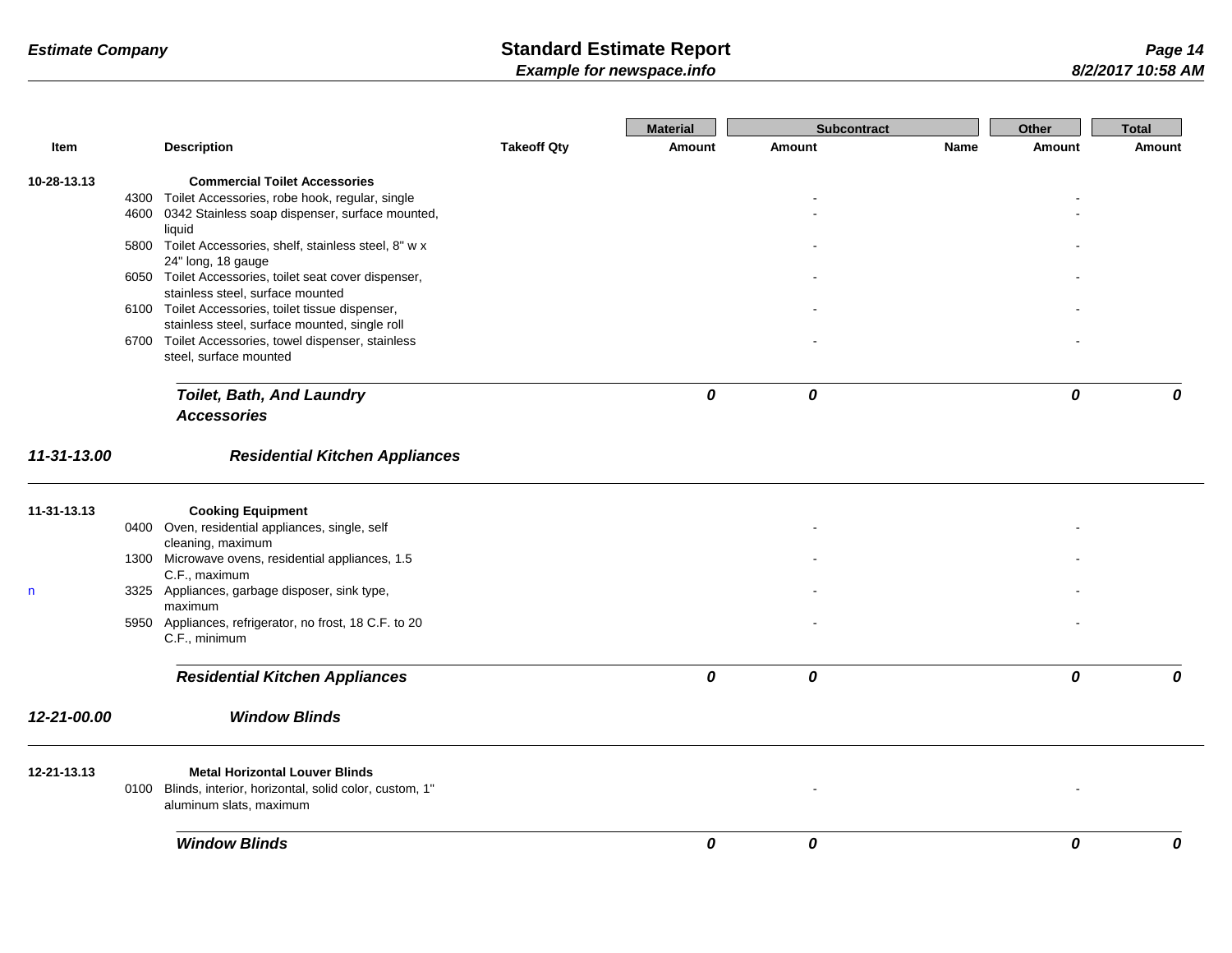| Item | | Description | Takeoff Qty | Material Amount | Subcontract Amount | Subcontract Name | Other Amount | Total Amount |
|---|---|---|---|---|---|---|---|---|
| 10-28-13.13 | | **Commercial Toilet Accessories** | | | | | | |
| | 4300 | Toilet Accessories, robe hook, regular, single | | | - | | - | |
| | 4600 | 0342 Stainless soap dispenser, surface mounted, liquid | | | - | | - | |
| | 5800 | Toilet Accessories, shelf, stainless steel, 8" w x 24" long, 18 gauge | | | - | | - | |
| | 6050 | Toilet Accessories, toilet seat cover dispenser, stainless steel, surface mounted | | | - | | - | |
| | 6100 | Toilet Accessories, toilet tissue dispenser, stainless steel, surface mounted, single roll | | | - | | - | |
| | 6700 | Toilet Accessories, towel dispenser, stainless steel, surface mounted | | | - | | - | |
| | | ***Toilet, Bath, And Laundry Accessories*** | | ***0*** | ***0*** | | ***0*** | ***0*** |
| ***11-31-13.00*** | | ***Residential Kitchen Appliances*** | | | | | | |
| 11-31-13.13 | | **Cooking Equipment** | | | | | | |
| | 0400 | Oven, residential appliances, single, self cleaning, maximum | | | - | | - | |
| | 1300 | Microwave ovens, residential appliances, 1.5 C.F., maximum | | | - | | - | |
| n | 3325 | Appliances, garbage disposer, sink type, maximum | | | - | | - | |
| | 5950 | Appliances, refrigerator, no frost, 18 C.F. to 20 C.F., minimum | | | - | | - | |
| | | ***Residential Kitchen Appliances*** | | ***0*** | ***0*** | | ***0*** | ***0*** |
| ***12-21-00.00*** | | ***Window Blinds*** | | | | | | |
| 12-21-13.13 | | **Metal Horizontal Louver Blinds** | | | | | | |
| | 0100 | Blinds, interior, horizontal, solid color, custom, 1" aluminum slats, maximum | | | - | | - | |
| | | ***Window Blinds*** | | ***0*** | ***0*** | | ***0*** | ***0*** |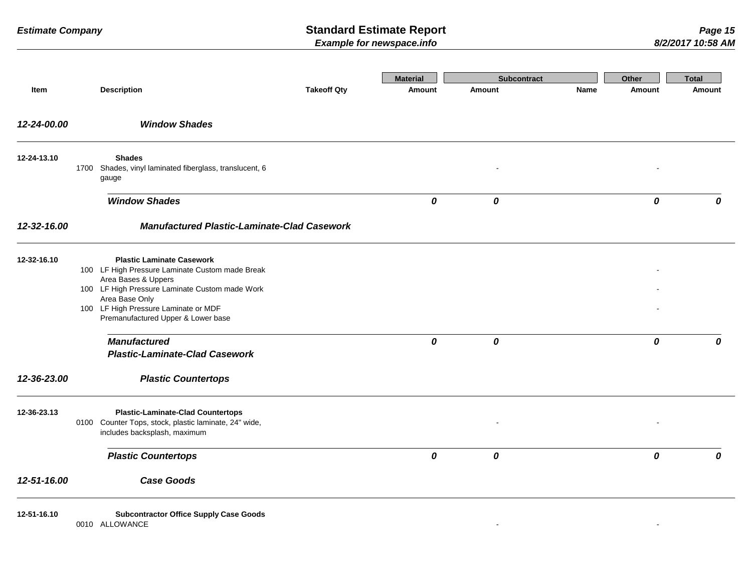| Item | | Description | Takeoff Qty | Material Amount | Subcontract Amount | Subcontract Name | Other Amount | Total Amount |
|---|---|---|---|---|---|---|---|---|
| ***12-24-00.00*** | | ***Window Shades*** | | | | | | |
| **12-24-13.10** | | **Shades** | | | | | | |
| | 1700 | Shades, vinyl laminated fiberglass, translucent, 6 gauge | | | - | | - | |
| | | ***Window Shades*** | | ***0*** | ***0*** | | ***0*** | ***0*** |
| ***12-32-16.00*** | | ***Manufactured Plastic-Laminate-Clad Casework*** | | | | | | |
| **12-32-16.10** | | **Plastic Laminate Casework** | | | | | | |
| | 100 | LF High Pressure Laminate Custom made Break Area Bases & Uppers | | | | | - | |
| | 100 | LF High Pressure Laminate Custom made Work Area Base Only | | | | | - | |
| | 100 | LF High Pressure Laminate or MDF Premanufactured Upper & Lower base | | | | | - | |
| | | ***Manufactured Plastic-Laminate-Clad Casework*** | | ***0*** | ***0*** | | ***0*** | ***0*** |
| ***12-36-23.00*** | | ***Plastic Countertops*** | | | | | | |
| **12-36-23.13** | | **Plastic-Laminate-Clad Countertops** | | | | | | |
| | 0100 | Counter Tops, stock, plastic laminate, 24" wide, includes backsplash, maximum | | | - | | - | |
| | | ***Plastic Countertops*** | | ***0*** | ***0*** | | ***0*** | ***0*** |
| ***12-51-16.00*** | | ***Case Goods*** | | | | | | |
| **12-51-16.10** | | **Subcontractor Office Supply Case Goods** | | | | | | |
| | 0010 | ALLOWANCE | | | - | | - | |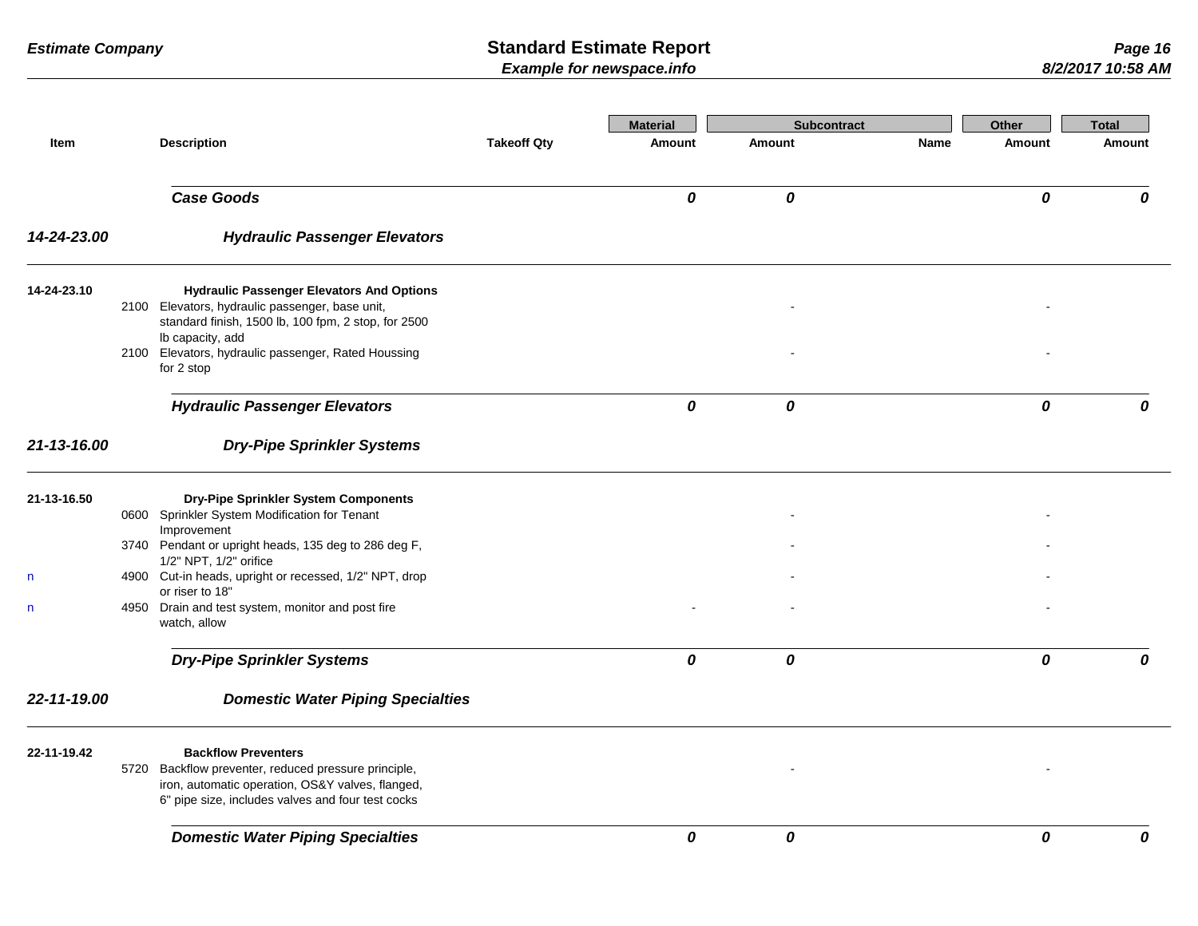| Item | | Description | Takeoff Qty | Material Amount | Subcontract Amount | Subcontract Name | Other Amount | Total Amount |
|---|---|---|---|---|---|---|---|---|
| | | ***Case Goods*** | | ***0*** | ***0*** | | ***0*** | ***0*** |
| ***14-24-23.00*** | | ***Hydraulic Passenger Elevators*** | | | | | | |
| **14-24-23.10** | | **Hydraulic Passenger Elevators And Options** | | | | | | |
| | 2100 | Elevators, hydraulic passenger, base unit, standard finish, 1500 lb, 100 fpm, 2 stop, for 2500 lb capacity, add | | | - | | - | |
| | 2100 | Elevators, hydraulic passenger, Rated Houssing for 2 stop | | | - | | - | |
| | | ***Hydraulic Passenger Elevators*** | | ***0*** | ***0*** | | ***0*** | ***0*** |
| ***21-13-16.00*** | | ***Dry-Pipe Sprinkler Systems*** | | | | | | |
| **21-13-16.50** | | **Dry-Pipe Sprinkler System Components** | | | | | | |
| | 0600 | Sprinkler System Modification for Tenant Improvement | | | - | | - | |
| | 3740 | Pendant or upright heads, 135 deg to 286 deg F, 1/2" NPT, 1/2" orifice | | | - | | - | |
| n | 4900 | Cut-in heads, upright or recessed, 1/2" NPT, drop or riser to 18" | | | - | | - | |
| n | 4950 | Drain and test system, monitor and post fire watch, allow | | - | - | | - | |
| | | ***Dry-Pipe Sprinkler Systems*** | | ***0*** | ***0*** | | ***0*** | ***0*** |
| ***22-11-19.00*** | | ***Domestic Water Piping Specialties*** | | | | | | |
| **22-11-19.42** | | **Backflow Preventers** | | | | | | |
| | 5720 | Backflow preventer, reduced pressure principle, iron, automatic operation, OS&Y valves, flanged, 6" pipe size, includes valves and four test cocks | | | - | | - | |
| | | ***Domestic Water Piping Specialties*** | | ***0*** | ***0*** | | ***0*** | ***0*** |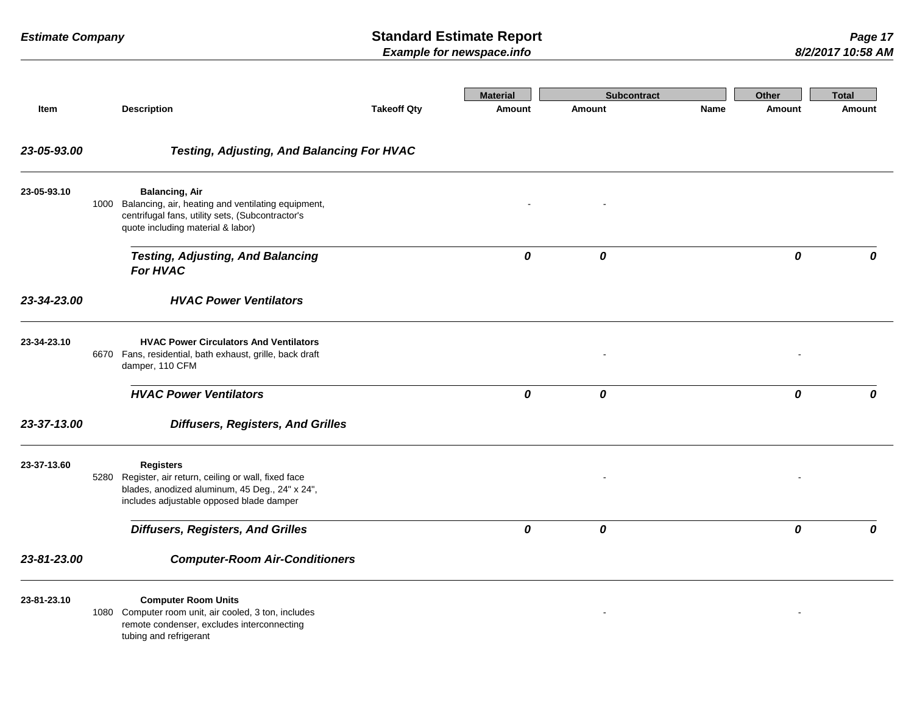| Item | | Description | Takeoff Qty | Material Amount | Subcontract Amount | Subcontract Name | Other Amount | Total Amount |
|---|---|---|---|---|---|---|---|---|
| ***23-05-93.00*** | | ***Testing, Adjusting, And Balancing For HVAC*** | | | | | | |
| **23-05-93.10** | | **Balancing, Air** | | | | | | |
| | 1000 | Balancing, air, heating and ventilating equipment, centrifugal fans, utility sets, (Subcontractor's quote including material & labor) | | - | - | | | |
| | | ***Testing, Adjusting, And Balancing For HVAC*** | | ***0*** | ***0*** | | ***0*** | ***0*** |
| ***23-34-23.00*** | | ***HVAC Power Ventilators*** | | | | | | |
| **23-34-23.10** | | **HVAC Power Circulators And Ventilators** | | | | | | |
| | 6670 | Fans, residential, bath exhaust, grille, back draft damper, 110 CFM | | | - | | - | |
| | | ***HVAC Power Ventilators*** | | ***0*** | ***0*** | | ***0*** | ***0*** |
| ***23-37-13.00*** | | ***Diffusers, Registers, And Grilles*** | | | | | | |
| **23-37-13.60** | | **Registers** | | | | | | |
| | 5280 | Register, air return, ceiling or wall, fixed face blades, anodized aluminum, 45 Deg., 24" x 24", includes adjustable opposed blade damper | | | - | | - | |
| | | ***Diffusers, Registers, And Grilles*** | | ***0*** | ***0*** | | ***0*** | ***0*** |
| ***23-81-23.00*** | | ***Computer-Room Air-Conditioners*** | | | | | | |
| **23-81-23.10** | | **Computer Room Units** | | | | | | |
| | 1080 | Computer room unit, air cooled, 3 ton, includes remote condenser, excludes interconnecting tubing and refrigerant | | | - | | - | |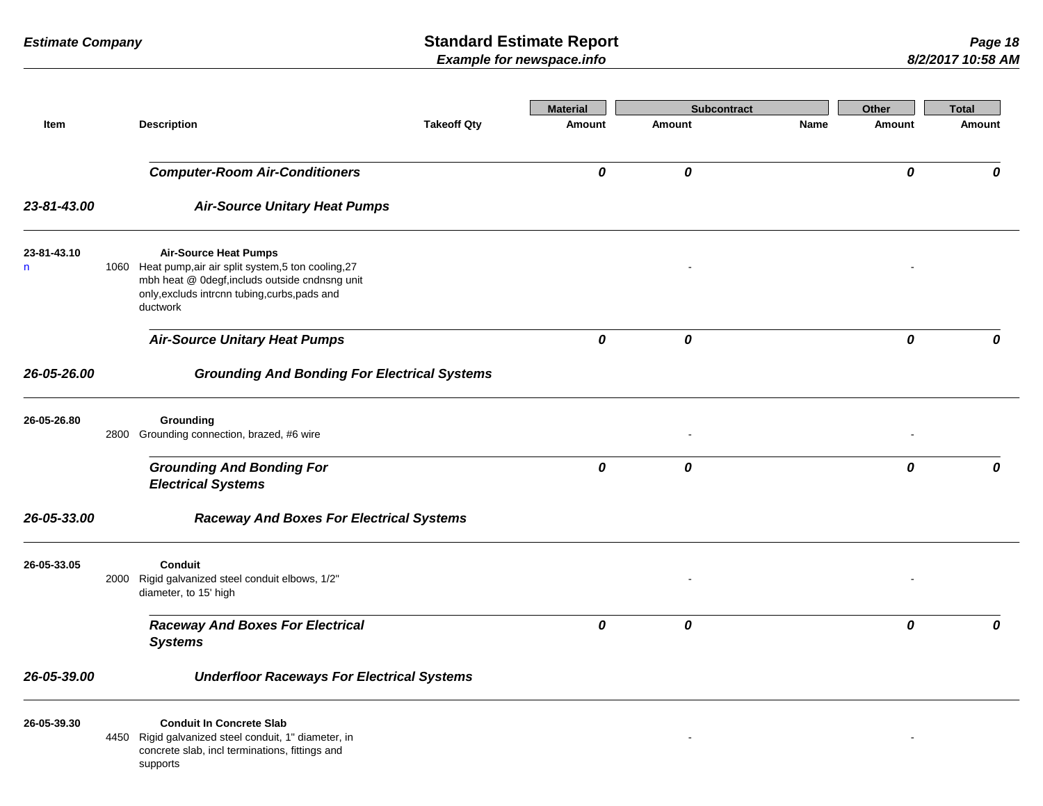| Item | | Description | Takeoff Qty | Material Amount | Subcontract Amount | Subcontract Name | Other Amount | Total Amount |
|---|---|---|---|---|---|---|---|---|
| | | ***Computer-Room Air-Conditioners*** | | ***0*** | ***0*** | | ***0*** | ***0*** |
| ***23-81-43.00*** | | ***Air-Source Unitary Heat Pumps*** | | | | | | |
| **23-81-43.10** | | **Air-Source Heat Pumps** | | | | | | |
| n | 1060 | Heat pump,air air split system,5 ton cooling,27 mbh heat @ 0degf,includs outside cndnsng unit only,excluds intrcnn tubing,curbs,pads and ductwork | | | - | | - | |
| | | ***Air-Source Unitary Heat Pumps*** | | ***0*** | ***0*** | | ***0*** | ***0*** |
| ***26-05-26.00*** | | ***Grounding And Bonding For Electrical Systems*** | | | | | | |
| **26-05-26.80** | | **Grounding** | | | | | | |
| | 2800 | Grounding connection, brazed, #6 wire | | | - | | - | |
| | | ***Grounding And Bonding For Electrical Systems*** | | ***0*** | ***0*** | | ***0*** | ***0*** |
| ***26-05-33.00*** | | ***Raceway And Boxes For Electrical Systems*** | | | | | | |
| **26-05-33.05** | | **Conduit** | | | | | | |
| | 2000 | Rigid galvanized steel conduit elbows, 1/2" diameter, to 15' high | | | - | | - | |
| | | ***Raceway And Boxes For Electrical Systems*** | | ***0*** | ***0*** | | ***0*** | ***0*** |
| ***26-05-39.00*** | | ***Underfloor Raceways For Electrical Systems*** | | | | | | |
| **26-05-39.30** | | **Conduit In Concrete Slab** | | | | | | |
| | 4450 | Rigid galvanized steel conduit, 1" diameter, in concrete slab, incl terminations, fittings and supports | | | - | | - | |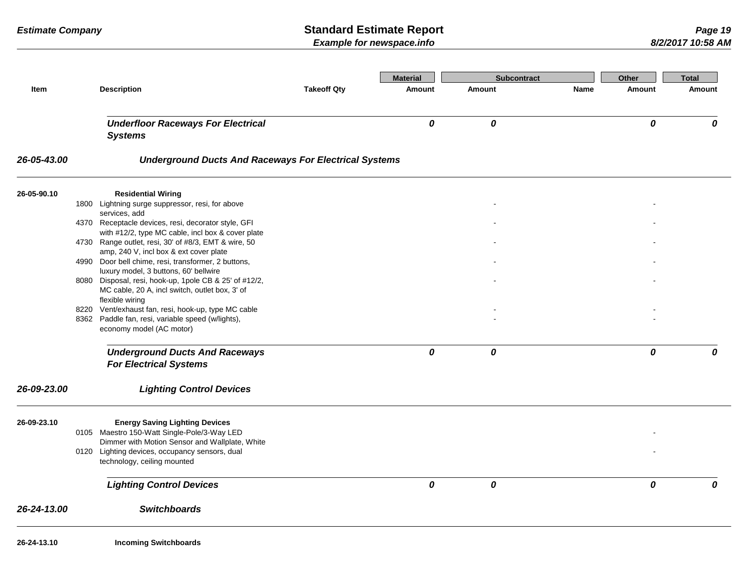| Item | | Description | Takeoff Qty | Material Amount | Subcontract Amount | Subcontract Name | Other Amount | Total Amount |
|---|---|---|---|---|---|---|---|---|
| | | ***Underfloor Raceways For Electrical Systems*** | | ***0*** | ***0*** | | ***0*** | ***0*** |
| ***26-05-43.00*** | | ***Underground Ducts And Raceways For Electrical Systems*** | | | | | | |
| **26-05-90.10** | | **Residential Wiring** | | | | | | |
| | 1800 | Lightning surge suppressor, resi, for above services, add | | | - | | - | |
| | 4370 | Receptacle devices, resi, decorator style, GFI with #12/2, type MC cable, incl box & cover plate | | | - | | - | |
| | 4730 | Range outlet, resi, 30' of #8/3, EMT & wire, 50 amp, 240 V, incl box & ext cover plate | | | - | | - | |
| | 4990 | Door bell chime, resi, transformer, 2 buttons, luxury model, 3 buttons, 60' bellwire | | | - | | - | |
| | 8080 | Disposal, resi, hook-up, 1pole CB & 25' of #12/2, MC cable, 20 A, incl switch, outlet box, 3' of flexible wiring | | | - | | - | |
| | 8220 | Vent/exhaust fan, resi, hook-up, type MC cable | | | - | | - | |
| | 8362 | Paddle fan, resi, variable speed (w/lights), economy model (AC motor) | | | - | | - | |
| | | ***Underground Ducts And Raceways For Electrical Systems*** | | ***0*** | ***0*** | | ***0*** | ***0*** |
| ***26-09-23.00*** | | ***Lighting Control Devices*** | | | | | | |
| **26-09-23.10** | | **Energy Saving Lighting Devices** | | | | | | |
| | 0105 | Maestro 150-Watt Single-Pole/3-Way LED Dimmer with Motion Sensor and Wallplate, White | | | | | - | |
| | 0120 | Lighting devices, occupancy sensors, dual technology, ceiling mounted | | | | | - | |
| | | ***Lighting Control Devices*** | | ***0*** | ***0*** | | ***0*** | ***0*** |
| ***26-24-13.00*** | | ***Switchboards*** | | | | | | |
| **26-24-13.10** | | **Incoming Switchboards** | | | | | | |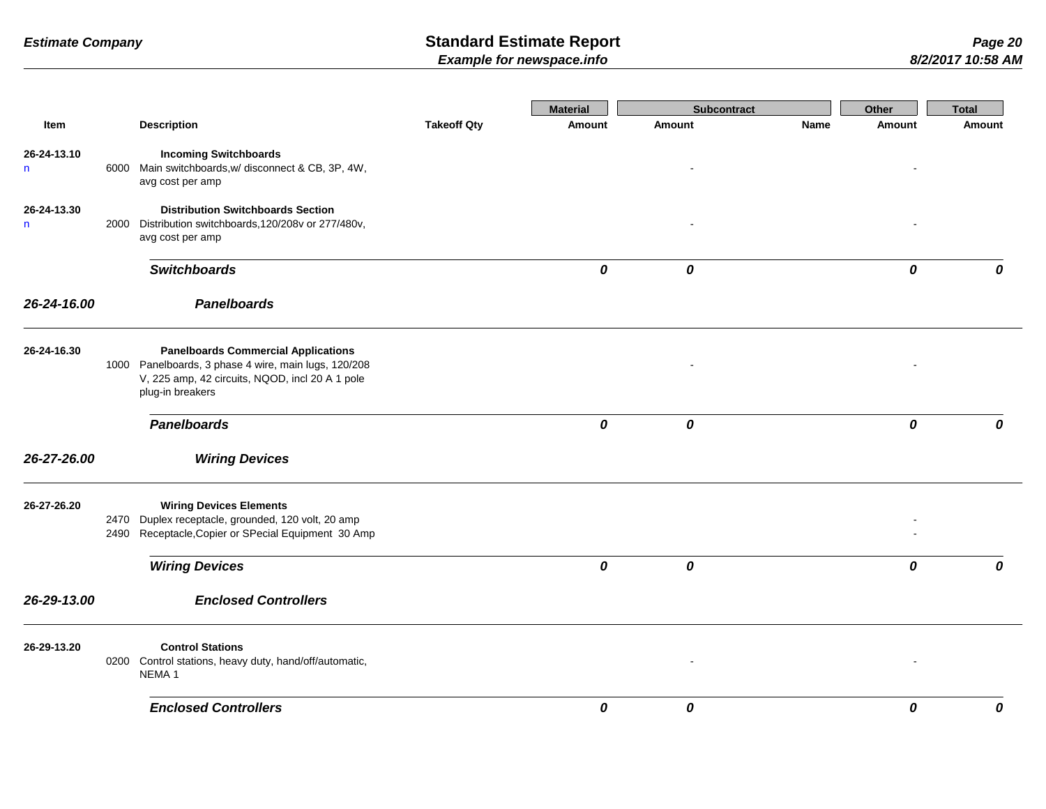| Item | | Description | Takeoff Qty | Material Amount | Subcontract Amount | Subcontract Name | Other Amount | Total Amount |
|---|---|---|---|---|---|---|---|---|
| 26-24-13.10 | | **Incoming Switchboards** | | | | | | |
| n | 6000 | Main switchboards,w/ disconnect & CB, 3P, 4W, avg cost per amp | | | - | | - | |
| 26-24-13.30 | | **Distribution Switchboards Section** | | | | | | |
| n | 2000 | Distribution switchboards,120/208v or 277/480v, avg cost per amp | | | - | | - | |
| | | ***Switchboards*** | | ***0*** | ***0*** | | ***0*** | ***0*** |
| ***26-24-16.00*** | | ***Panelboards*** | | | | | | |
| 26-24-16.30 | | **Panelboards Commercial Applications** | | | | | | |
| | 1000 | Panelboards, 3 phase 4 wire, main lugs, 120/208 V, 225 amp, 42 circuits, NQOD, incl 20 A 1 pole plug-in breakers | | | - | | - | |
| | | ***Panelboards*** | | ***0*** | ***0*** | | ***0*** | ***0*** |
| ***26-27-26.00*** | | ***Wiring Devices*** | | | | | | |
| 26-27-26.20 | | **Wiring Devices Elements** | | | | | | |
| | 2470 | Duplex receptacle, grounded, 120 volt, 20 amp | | | | | - | |
| | 2490 | Receptacle,Copier or SPecial Equipment 30 Amp | | | | | - | |
| | | ***Wiring Devices*** | | ***0*** | ***0*** | | ***0*** | ***0*** |
| ***26-29-13.00*** | | ***Enclosed Controllers*** | | | | | | |
| 26-29-13.20 | | **Control Stations** | | | | | | |
| | 0200 | Control stations, heavy duty, hand/off/automatic, NEMA 1 | | | - | | - | |
| | | ***Enclosed Controllers*** | | ***0*** | ***0*** | | ***0*** | ***0*** |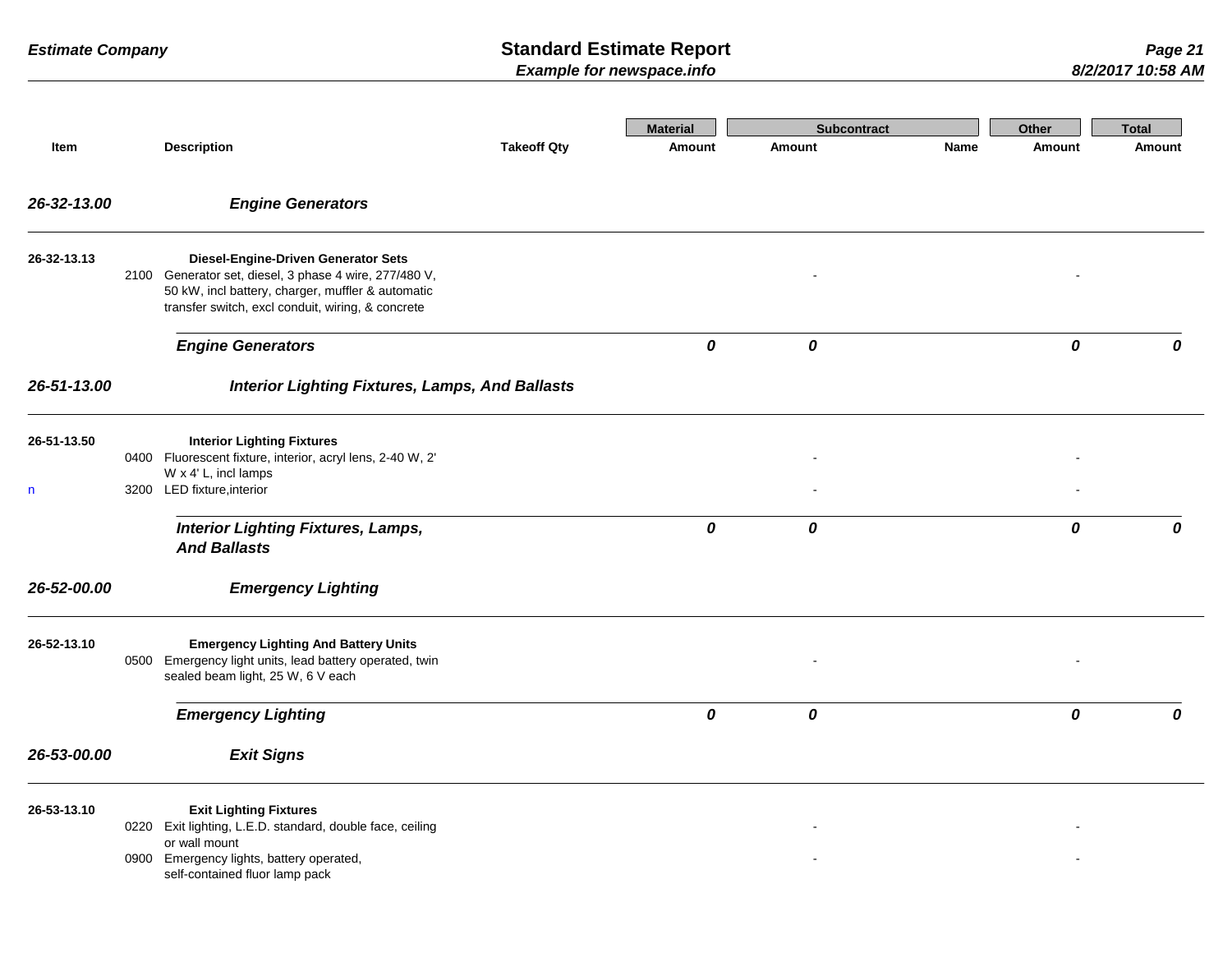| Item | | Description | Takeoff Qty | Material Amount | Subcontract Amount | Subcontract Name | Other Amount | Total Amount |
|---|---|---|---|---|---|---|---|---|
| ***26-32-13.00*** | | ***Engine Generators*** | | | | | | |
| **26-32-13.13** | | **Diesel-Engine-Driven Generator Sets** | | | | | | |
| | 2100 | Generator set, diesel, 3 phase 4 wire, 277/480 V, 50 kW, incl battery, charger, muffler & automatic transfer switch, excl conduit, wiring, & concrete | | | - | | - | |
| | | ***Engine Generators*** | | ***0*** | ***0*** | | ***0*** | ***0*** |
| ***26-51-13.00*** | | ***Interior Lighting Fixtures, Lamps, And Ballasts*** | | | | | | |
| **26-51-13.50** | | **Interior Lighting Fixtures** | | | | | | |
| | 0400 | Fluorescent fixture, interior, acryl lens, 2-40 W, 2' W x 4' L, incl lamps | | | - | | - | |
| n | 3200 | LED fixture,interior | | | - | | - | |
| | | ***Interior Lighting Fixtures, Lamps, And Ballasts*** | | ***0*** | ***0*** | | ***0*** | ***0*** |
| ***26-52-00.00*** | | ***Emergency Lighting*** | | | | | | |
| **26-52-13.10** | | **Emergency Lighting And Battery Units** | | | | | | |
| | 0500 | Emergency light units, lead battery operated, twin sealed beam light, 25 W, 6 V each | | | - | | - | |
| | | ***Emergency Lighting*** | | ***0*** | ***0*** | | ***0*** | ***0*** |
| ***26-53-00.00*** | | ***Exit Signs*** | | | | | | |
| **26-53-13.10** | | **Exit Lighting Fixtures** | | | | | | |
| | 0220 | Exit lighting, L.E.D. standard, double face, ceiling or wall mount | | | - | | - | |
| | 0900 | Emergency lights, battery operated, self-contained fluor lamp pack | | | - | | - | |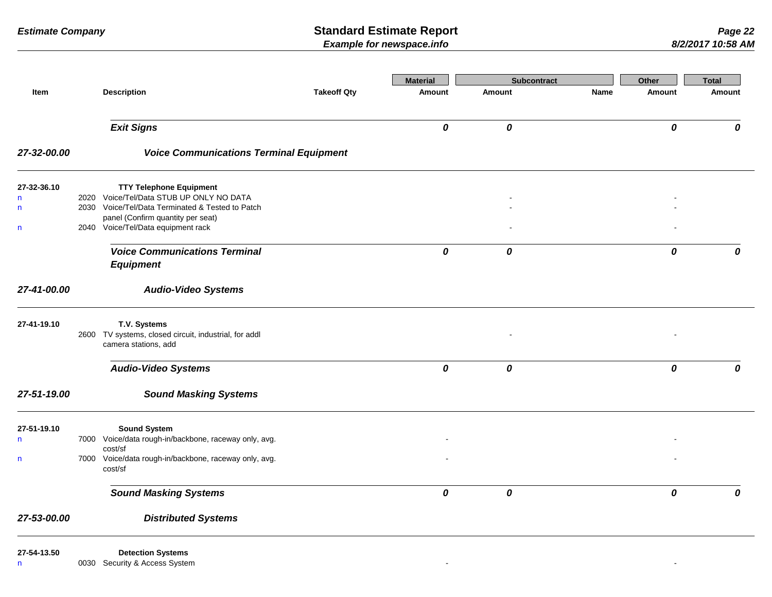| Item | | Description | Takeoff Qty | Material Amount | Subcontract Amount | Subcontract Name | Other Amount | Total Amount |
|---|---|---|---|---|---|---|---|---|
| | | ***Exit Signs*** | | ***0*** | ***0*** | | ***0*** | ***0*** |
| ***27-32-00.00*** | | ***Voice Communications Terminal Equipment*** | | | | | | |
| **27-32-36.10** | | **TTY Telephone Equipment** | | | | | | |
| n | 2020 | Voice/Tel/Data STUB UP ONLY NO DATA | | | - | | - | |
| n | 2030 | Voice/Tel/Data Terminated & Tested to Patch panel (Confirm quantity per seat) | | | - | | - | |
| n | 2040 | Voice/Tel/Data equipment rack | | | - | | - | |
| | | ***Voice Communications Terminal Equipment*** | | ***0*** | ***0*** | | ***0*** | ***0*** |
| ***27-41-00.00*** | | ***Audio-Video Systems*** | | | | | | |
| **27-41-19.10** | | **T.V. Systems** | | | | | | |
| | 2600 | TV systems, closed circuit, industrial, for addl camera stations, add | | | - | | - | |
| | | ***Audio-Video Systems*** | | ***0*** | ***0*** | | ***0*** | ***0*** |
| ***27-51-19.00*** | | ***Sound Masking Systems*** | | | | | | |
| **27-51-19.10** | | **Sound System** | | | | | | |
| n | 7000 | Voice/data rough-in/backbone, raceway only, avg. cost/sf | | - | | | - | |
| n | 7000 | Voice/data rough-in/backbone, raceway only, avg. cost/sf | | - | | | - | |
| | | ***Sound Masking Systems*** | | ***0*** | ***0*** | | ***0*** | ***0*** |
| ***27-53-00.00*** | | ***Distributed Systems*** | | | | | | |
| **27-54-13.50** | | **Detection Systems** | | | | | | |
| n | 0030 | Security & Access System | | - | | | - | |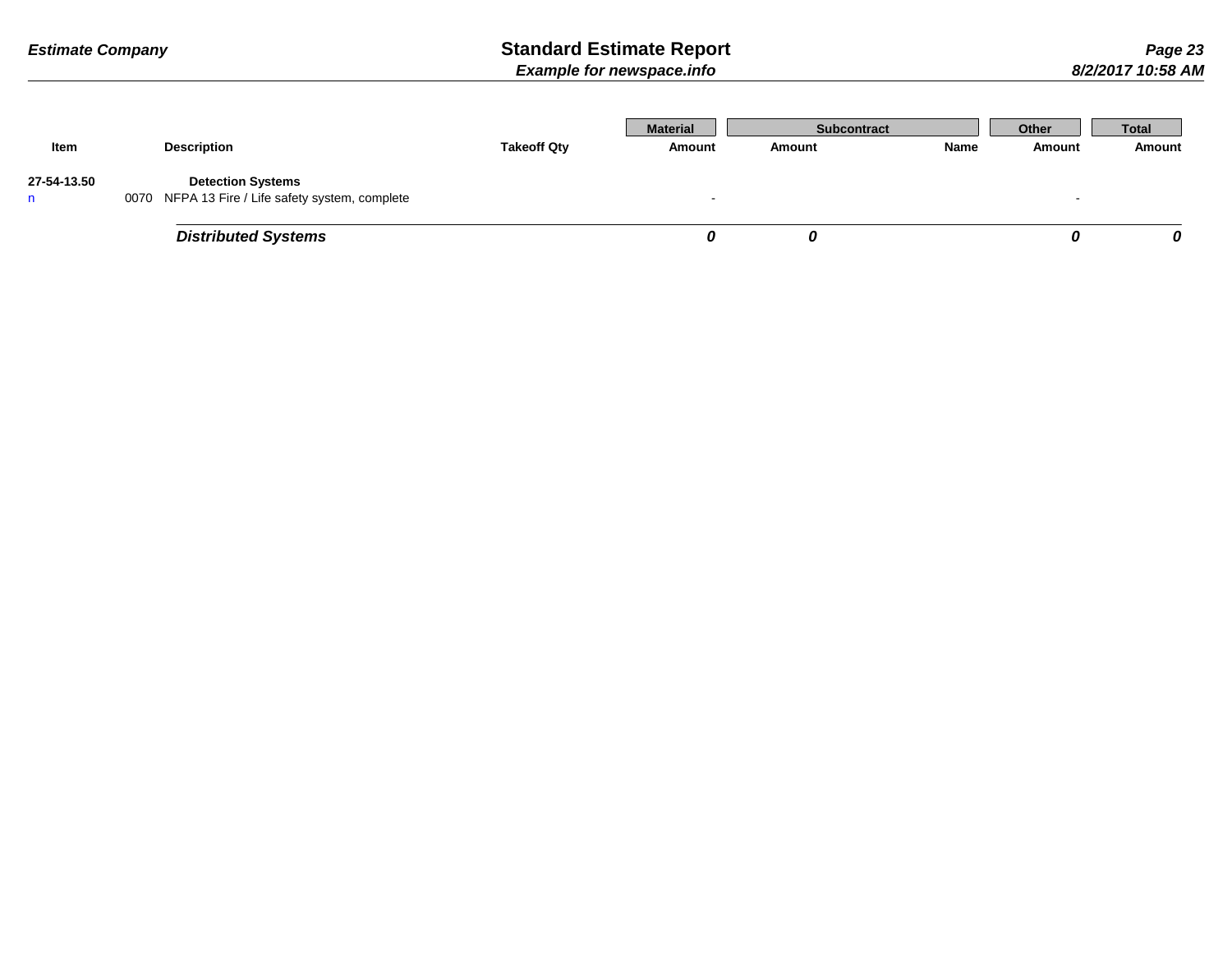| Item | | Description | Takeoff Qty | Material Amount | Subcontract Amount | Subcontract Name | Other Amount | Total Amount |
|---|---|---|---|---|---|---|---|---|
| 27-54-13.50 | | **Detection Systems** | | | | | | |
| n | 0070 | NFPA 13 Fire / Life safety system, complete | | - | | | - | |
| | | ***Distributed Systems*** | | ***0*** | ***0*** | | ***0*** | ***0*** |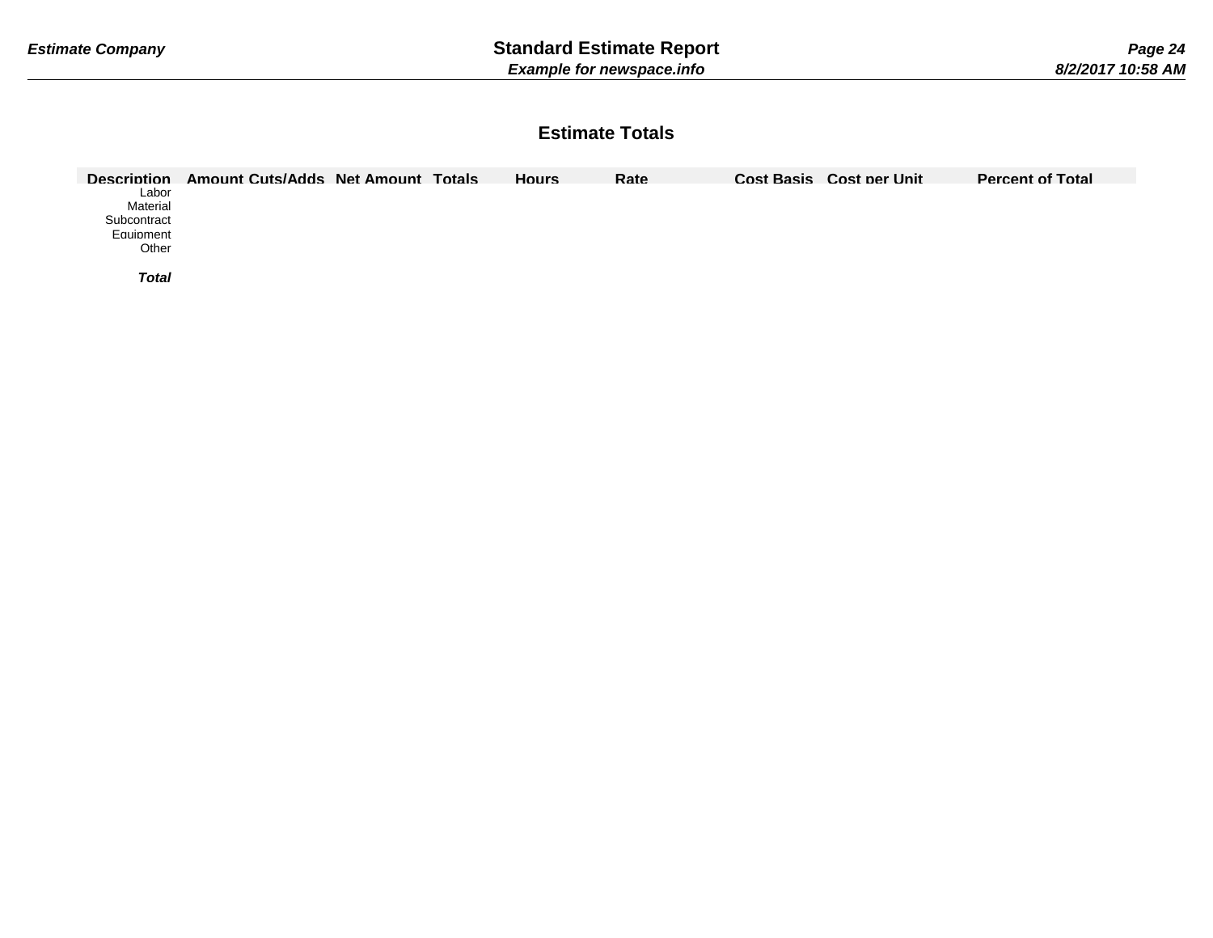## Estimate Totals

| Description | Amount | Cuts/Adds | Net Amount | Totals | Hours | Rate | Cost Basis | Cost per Unit | Percent of Total |
|---|---|---|---|---|---|---|---|---|---|
| Labor | | | | | | | | | |
| Material | | | | | | | | | |
| Subcontract | | | | | | | | | |
| Equipment | | | | | | | | | |
| Other | | | | | | | | | |
| ***Total*** | | | | | | | | | |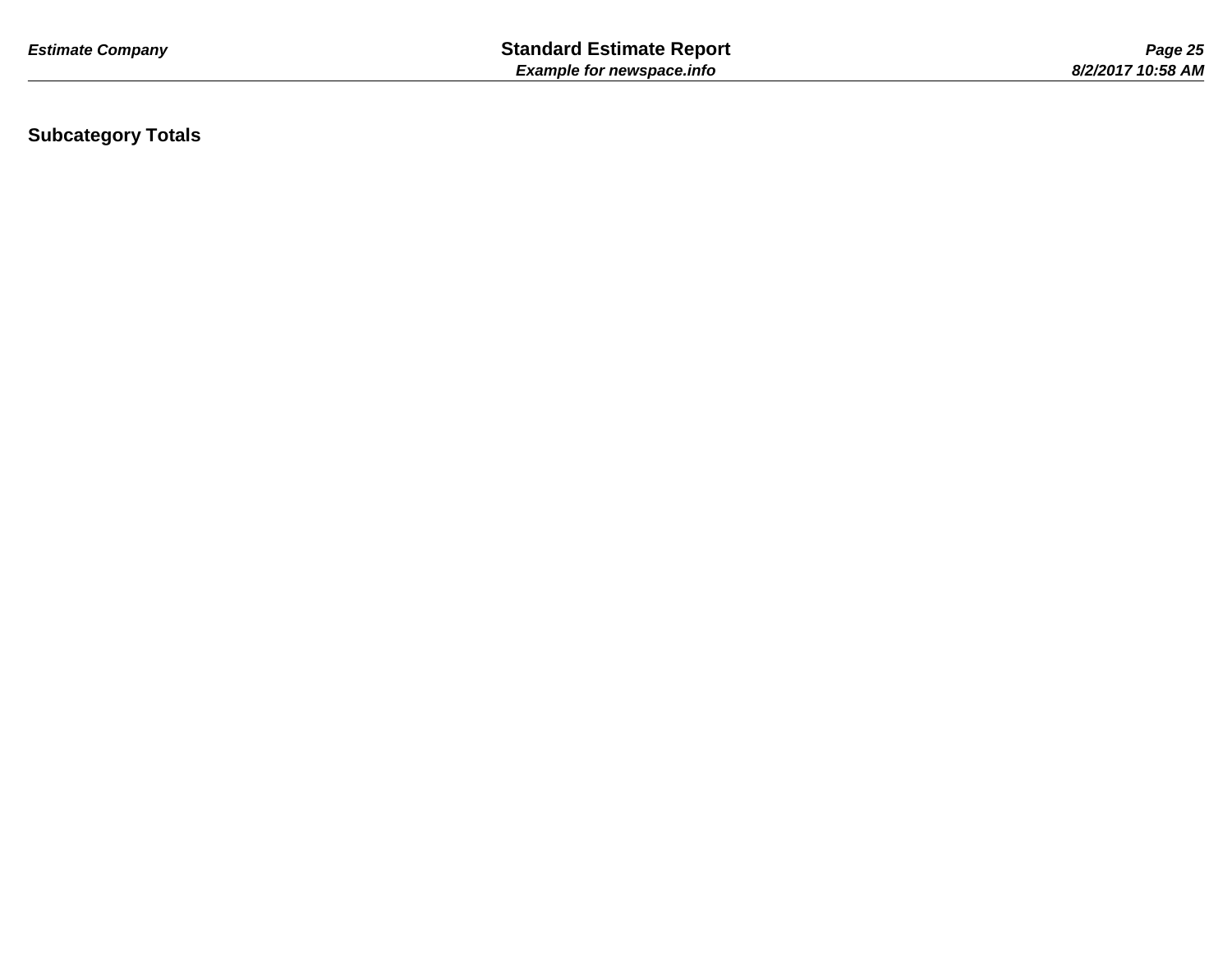## Subcategory Totals